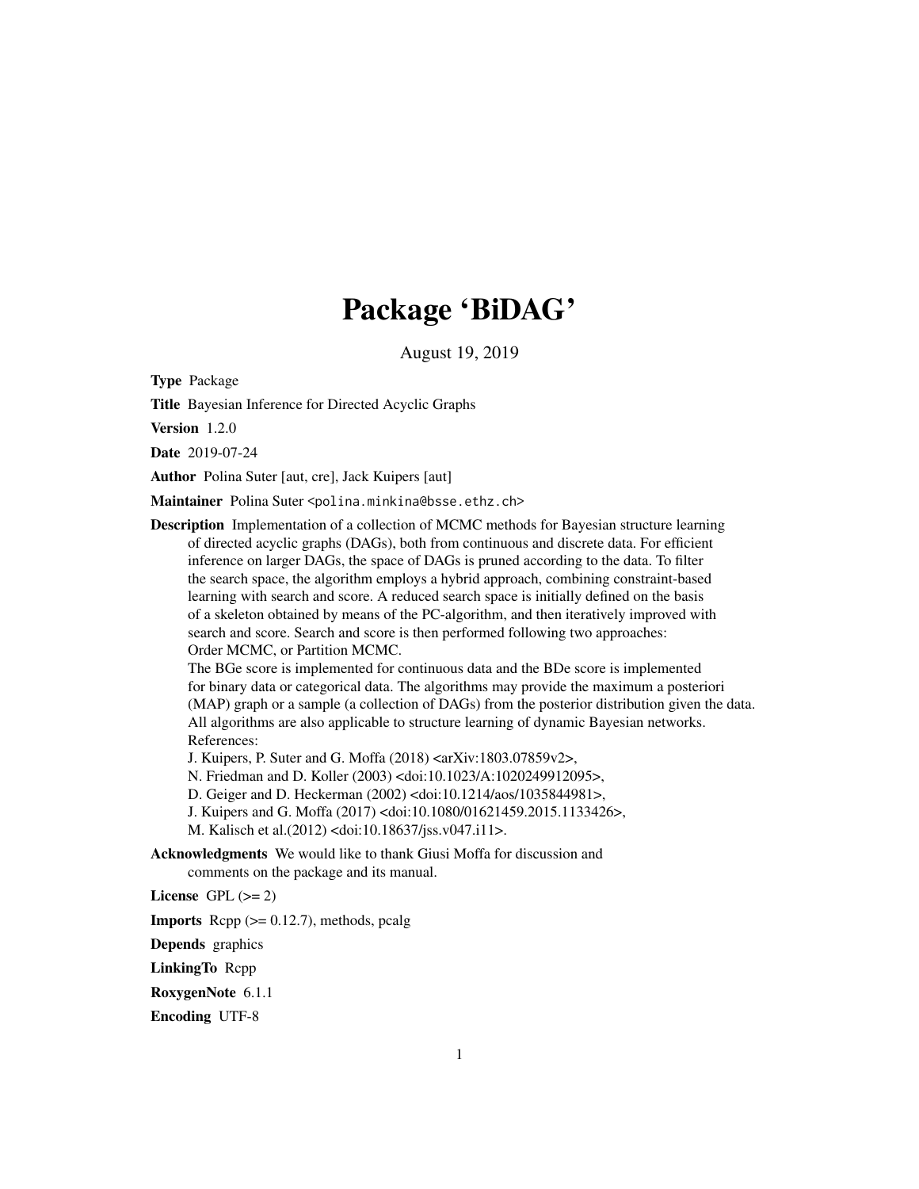# Package 'BiDAG'

August 19, 2019

**Type** Package

**Title** Bayesian Inference for Directed Acyclic Graphs

**Version** 1.2.0

**Date** 2019-07-24

**Author** Polina Suter [aut, cre], Jack Kuipers [aut]

**Maintainer** Polina Suter <polina.minkina@bsse.ethz.ch>

**Description** Implementation of a collection of MCMC methods for Bayesian structure learning of directed acyclic graphs (DAGs), both from continuous and discrete data. For efficient inference on larger DAGs, the space of DAGs is pruned according to the data. To filter the search space, the algorithm employs a hybrid approach, combining constraint-based learning with search and score. A reduced search space is initially defined on the basis of a skeleton obtained by means of the PC-algorithm, and then iteratively improved with search and score. Search and score is then performed following two approaches: Order MCMC, or Partition MCMC.
The BGe score is implemented for continuous data and the BDe score is implemented for binary data or categorical data. The algorithms may provide the maximum a posteriori (MAP) graph or a sample (a collection of DAGs) from the posterior distribution given the data. All algorithms are also applicable to structure learning of dynamic Bayesian networks.
References:
J. Kuipers, P. Suter and G. Moffa (2018) <arXiv:1803.07859v2>,
N. Friedman and D. Koller (2003) <doi:10.1023/A:1020249912095>,
D. Geiger and D. Heckerman (2002) <doi:10.1214/aos/1035844981>,
J. Kuipers and G. Moffa (2017) <doi:10.1080/01621459.2015.1133426>,
M. Kalisch et al.(2012) <doi:10.18637/jss.v047.i11>.

**Acknowledgments** We would like to thank Giusi Moffa for discussion and comments on the package and its manual.

**License** GPL (>= 2)

**Imports** Rcpp (>= 0.12.7), methods, pcalg

**Depends** graphics

**LinkingTo** Rcpp

**RoxygenNote** 6.1.1

**Encoding** UTF-8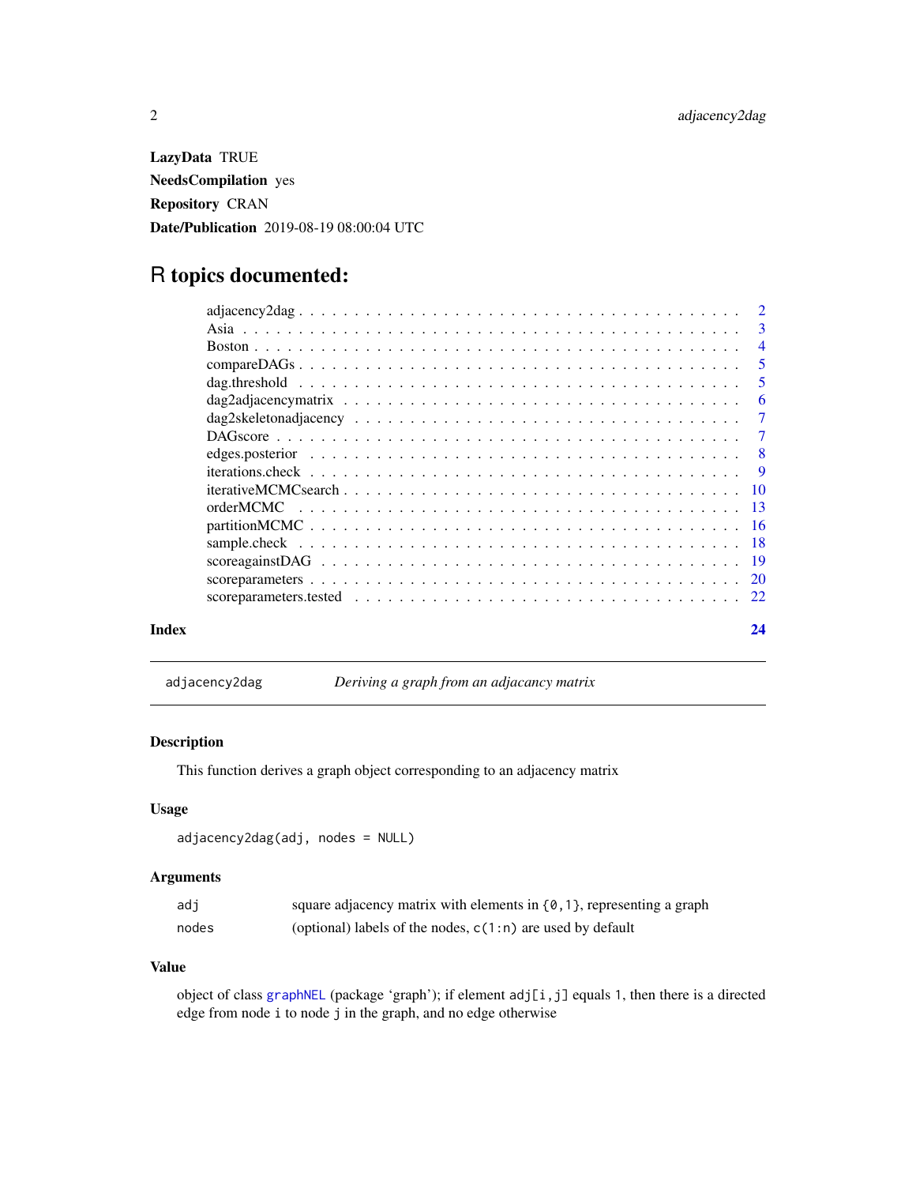**LazyData** TRUE

**NeedsCompilation** yes

**Repository** CRAN

**Date/Publication** 2019-08-19 08:00:04 UTC

# R topics documented:

| | |
|---|---|
| adjacency2dag | 2 |
| Asia | 3 |
| Boston | 4 |
| compareDAGs | 5 |
| dag.threshold | 5 |
| dag2adjacencymatrix | 6 |
| dag2skeletonadjacency | 7 |
| DAGscore | 7 |
| edges.posterior | 8 |
| iterations.check | 9 |
| iterativeMCMCsearch | 10 |
| orderMCMC | 13 |
| partitionMCMC | 16 |
| sample.check | 18 |
| scoreagainstDAG | 19 |
| scoreparameters | 20 |
| scoreparameters.tested | 22 |

**Index** **24**

---

## adjacency2dag — *Deriving a graph from an adjacancy matrix*

### Description

This function derives a graph object corresponding to an adjacency matrix

### Usage

```
adjacency2dag(adj, nodes = NULL)
```

### Arguments

| | |
|---|---|
| `adj` | square adjacency matrix with elements in `{0,1}`, representing a graph |
| `nodes` | (optional) labels of the nodes, `c(1:n)` are used by default |

### Value

object of class `graphNEL` (package 'graph'); if element `adj[i,j]` equals `1`, then there is a directed edge from node `i` to node `j` in the graph, and no edge otherwise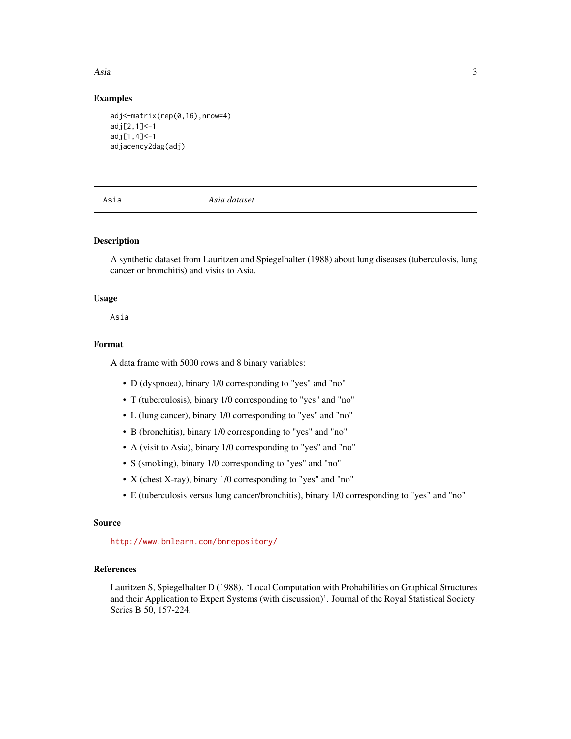## Examples

```
adj<-matrix(rep(0,16),nrow=4)
adj[2,1]<-1
adj[1,4]<-1
adjacency2dag(adj)
```

---

Asia &nbsp;&nbsp;&nbsp;&nbsp;&nbsp;&nbsp;&nbsp;&nbsp; *Asia dataset*

---

## Description

A synthetic dataset from Lauritzen and Spiegelhalter (1988) about lung diseases (tuberculosis, lung cancer or bronchitis) and visits to Asia.

## Usage

```
Asia
```

## Format

A data frame with 5000 rows and 8 binary variables:

- D (dyspnoea), binary 1/0 corresponding to "yes" and "no"
- T (tuberculosis), binary 1/0 corresponding to "yes" and "no"
- L (lung cancer), binary 1/0 corresponding to "yes" and "no"
- B (bronchitis), binary 1/0 corresponding to "yes" and "no"
- A (visit to Asia), binary 1/0 corresponding to "yes" and "no"
- S (smoking), binary 1/0 corresponding to "yes" and "no"
- X (chest X-ray), binary 1/0 corresponding to "yes" and "no"
- E (tuberculosis versus lung cancer/bronchitis), binary 1/0 corresponding to "yes" and "no"

## Source

http://www.bnlearn.com/bnrepository/

## References

Lauritzen S, Spiegelhalter D (1988). 'Local Computation with Probabilities on Graphical Structures and their Application to Expert Systems (with discussion)'. Journal of the Royal Statistical Society: Series B 50, 157-224.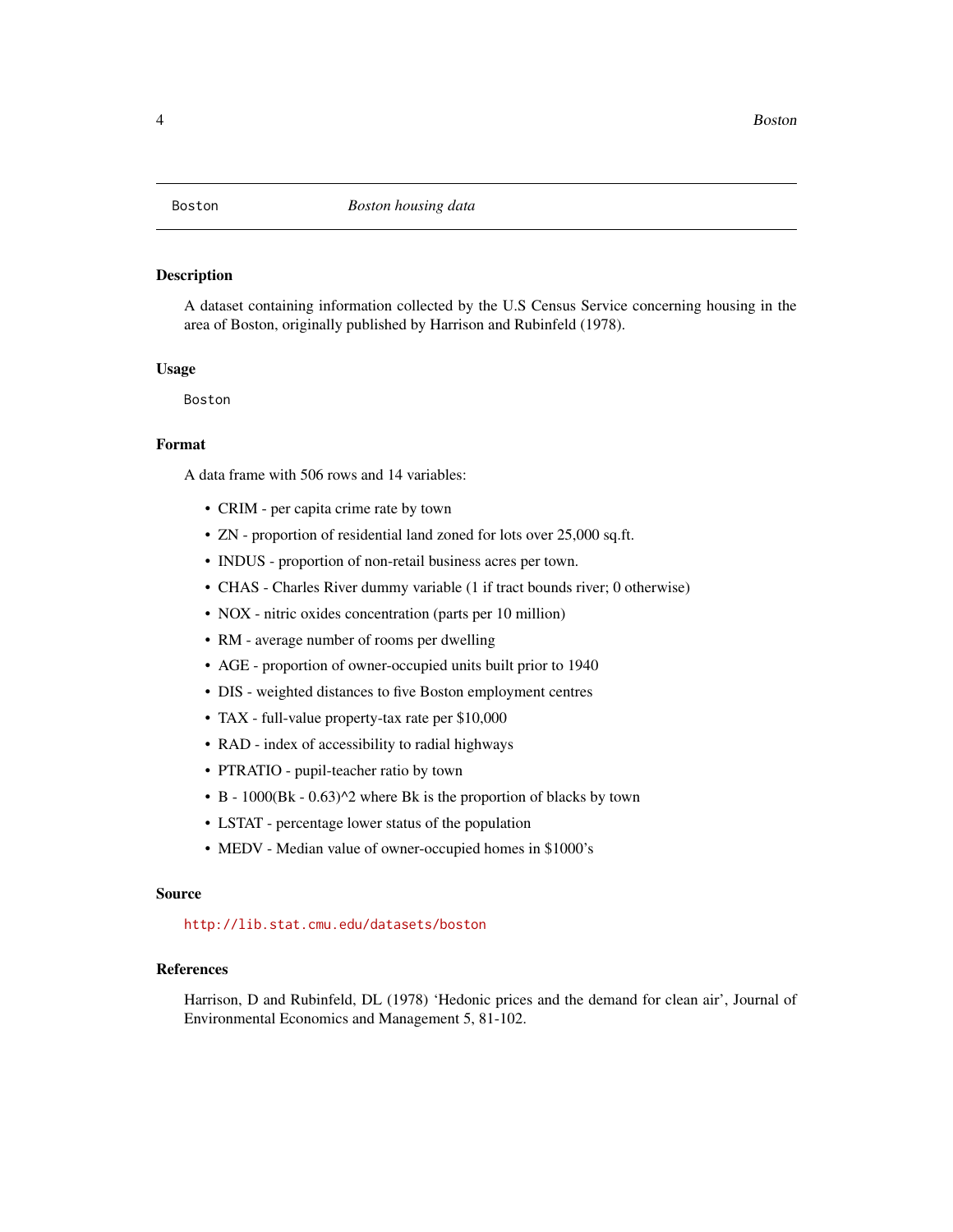| Boston | *Boston housing data* |
|---|---|

## Description

A dataset containing information collected by the U.S Census Service concerning housing in the area of Boston, originally published by Harrison and Rubinfeld (1978).

## Usage

```
Boston
```

## Format

A data frame with 506 rows and 14 variables:

- CRIM - per capita crime rate by town
- ZN - proportion of residential land zoned for lots over 25,000 sq.ft.
- INDUS - proportion of non-retail business acres per town.
- CHAS - Charles River dummy variable (1 if tract bounds river; 0 otherwise)
- NOX - nitric oxides concentration (parts per 10 million)
- RM - average number of rooms per dwelling
- AGE - proportion of owner-occupied units built prior to 1940
- DIS - weighted distances to five Boston employment centres
- TAX - full-value property-tax rate per $10,000
- RAD - index of accessibility to radial highways
- PTRATIO - pupil-teacher ratio by town
- B - 1000(Bk - 0.63)^2 where Bk is the proportion of blacks by town
- LSTAT - percentage lower status of the population
- MEDV - Median value of owner-occupied homes in $1000's

## Source

http://lib.stat.cmu.edu/datasets/boston

## References

Harrison, D and Rubinfeld, DL (1978) 'Hedonic prices and the demand for clean air', Journal of Environmental Economics and Management 5, 81-102.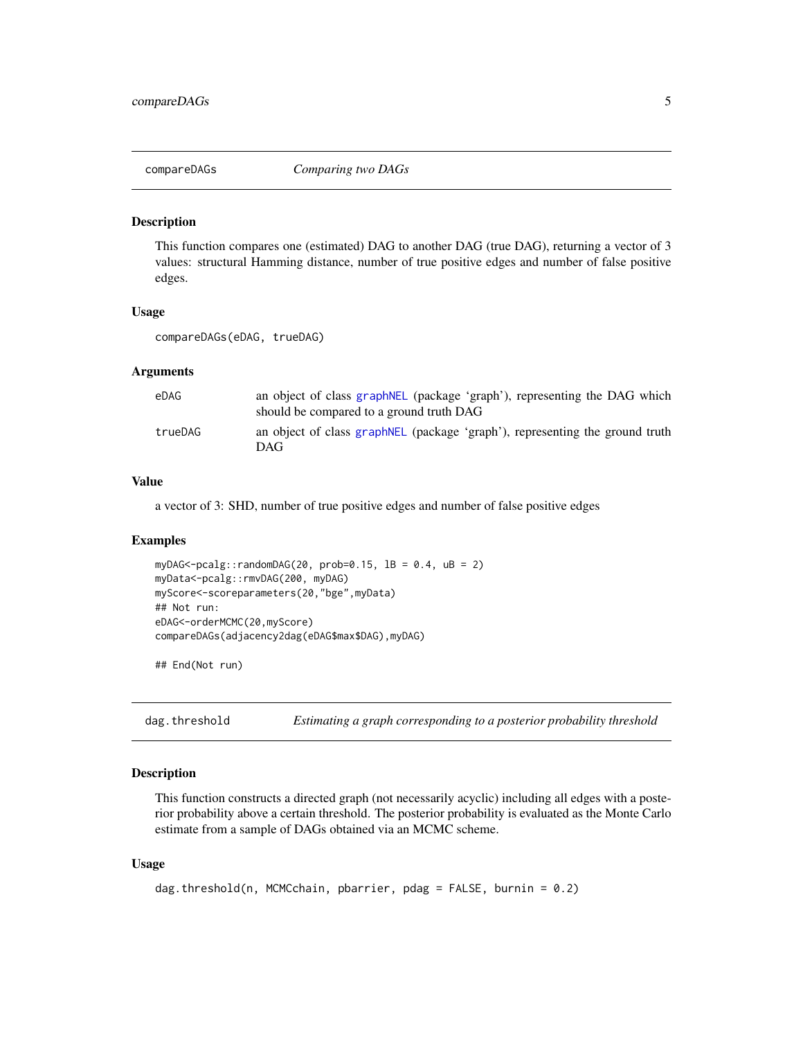## compareDAGs — *Comparing two DAGs*

### Description

This function compares one (estimated) DAG to another DAG (true DAG), returning a vector of 3 values: structural Hamming distance, number of true positive edges and number of false positive edges.

### Usage

```
compareDAGs(eDAG, trueDAG)
```

### Arguments

| | |
|---|---|
| eDAG | an object of class graphNEL (package 'graph'), representing the DAG which should be compared to a ground truth DAG |
| trueDAG | an object of class graphNEL (package 'graph'), representing the ground truth DAG |

### Value

a vector of 3: SHD, number of true positive edges and number of false positive edges

### Examples

```
myDAG<-pcalg::randomDAG(20, prob=0.15, lB = 0.4, uB = 2)
myData<-pcalg::rmvDAG(200, myDAG)
myScore<-scoreparameters(20,"bge",myData)
## Not run:
eDAG<-orderMCMC(20,myScore)
compareDAGs(adjacency2dag(eDAG$max$DAG),myDAG)

## End(Not run)
```

## dag.threshold — *Estimating a graph corresponding to a posterior probability threshold*

### Description

This function constructs a directed graph (not necessarily acyclic) including all edges with a posterior probability above a certain threshold. The posterior probability is evaluated as the Monte Carlo estimate from a sample of DAGs obtained via an MCMC scheme.

### Usage

```
dag.threshold(n, MCMCchain, pbarrier, pdag = FALSE, burnin = 0.2)
```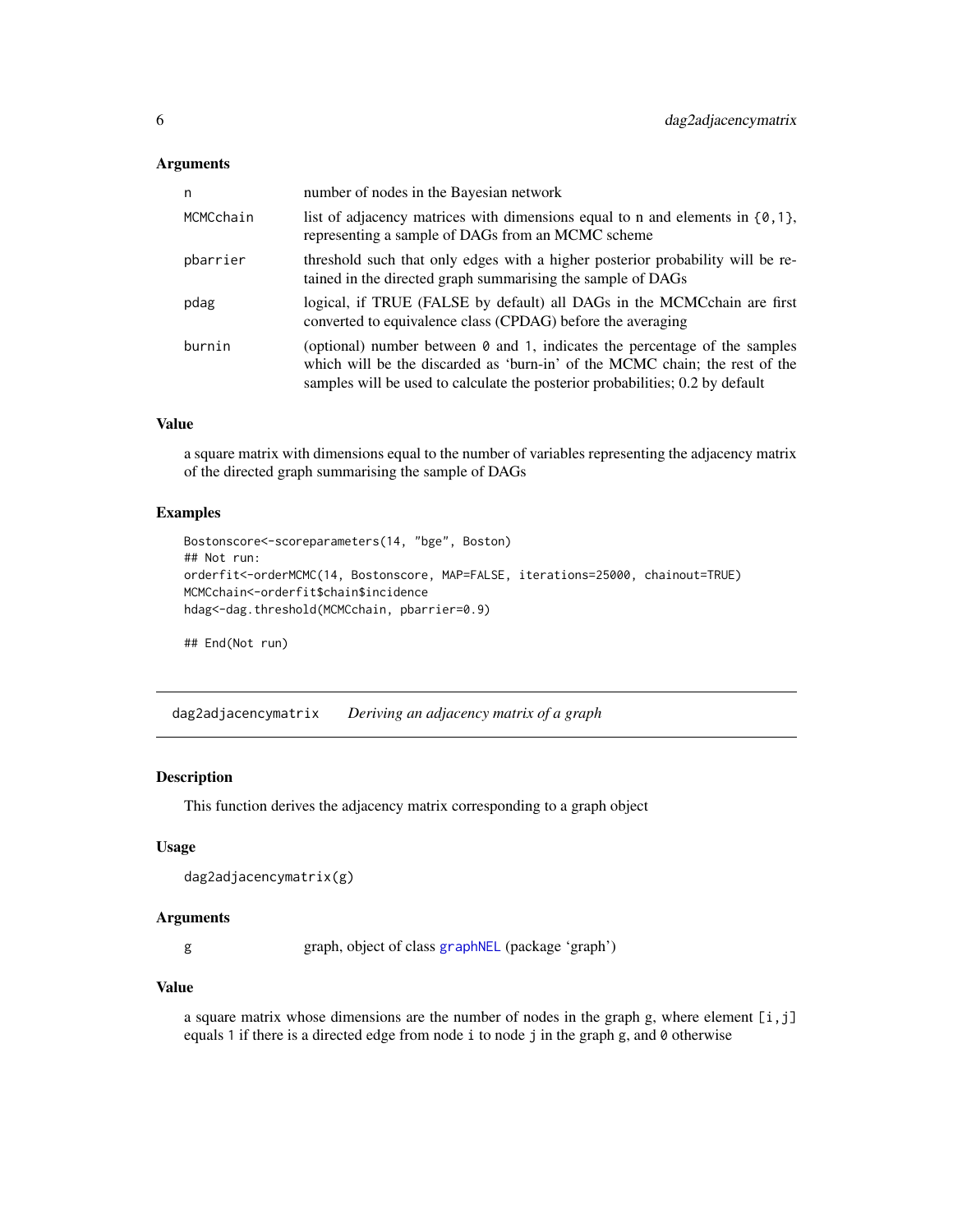### Arguments

| | |
|---|---|
| n | number of nodes in the Bayesian network |
| MCMCchain | list of adjacency matrices with dimensions equal to n and elements in {0,1}, representing a sample of DAGs from an MCMC scheme |
| pbarrier | threshold such that only edges with a higher posterior probability will be retained in the directed graph summarising the sample of DAGs |
| pdag | logical, if TRUE (FALSE by default) all DAGs in the MCMCchain are first converted to equivalence class (CPDAG) before the averaging |
| burnin | (optional) number between 0 and 1, indicates the percentage of the samples which will be the discarded as 'burn-in' of the MCMC chain; the rest of the samples will be used to calculate the posterior probabilities; 0.2 by default |

### Value

a square matrix with dimensions equal to the number of variables representing the adjacency matrix of the directed graph summarising the sample of DAGs

### Examples

```
Bostonscore<-scoreparameters(14, "bge", Boston)
## Not run:
orderfit<-orderMCMC(14, Bostonscore, MAP=FALSE, iterations=25000, chainout=TRUE)
MCMCchain<-orderfit$chain$incidence
hdag<-dag.threshold(MCMCchain, pbarrier=0.9)

## End(Not run)
```

---

## dag2adjacencymatrix *Deriving an adjacency matrix of a graph*

### Description

This function derives the adjacency matrix corresponding to a graph object

### Usage

```
dag2adjacencymatrix(g)
```

### Arguments

| | |
|---|---|
| g | graph, object of class graphNEL (package 'graph') |

### Value

a square matrix whose dimensions are the number of nodes in the graph g, where element [i,j] equals 1 if there is a directed edge from node i to node j in the graph g, and 0 otherwise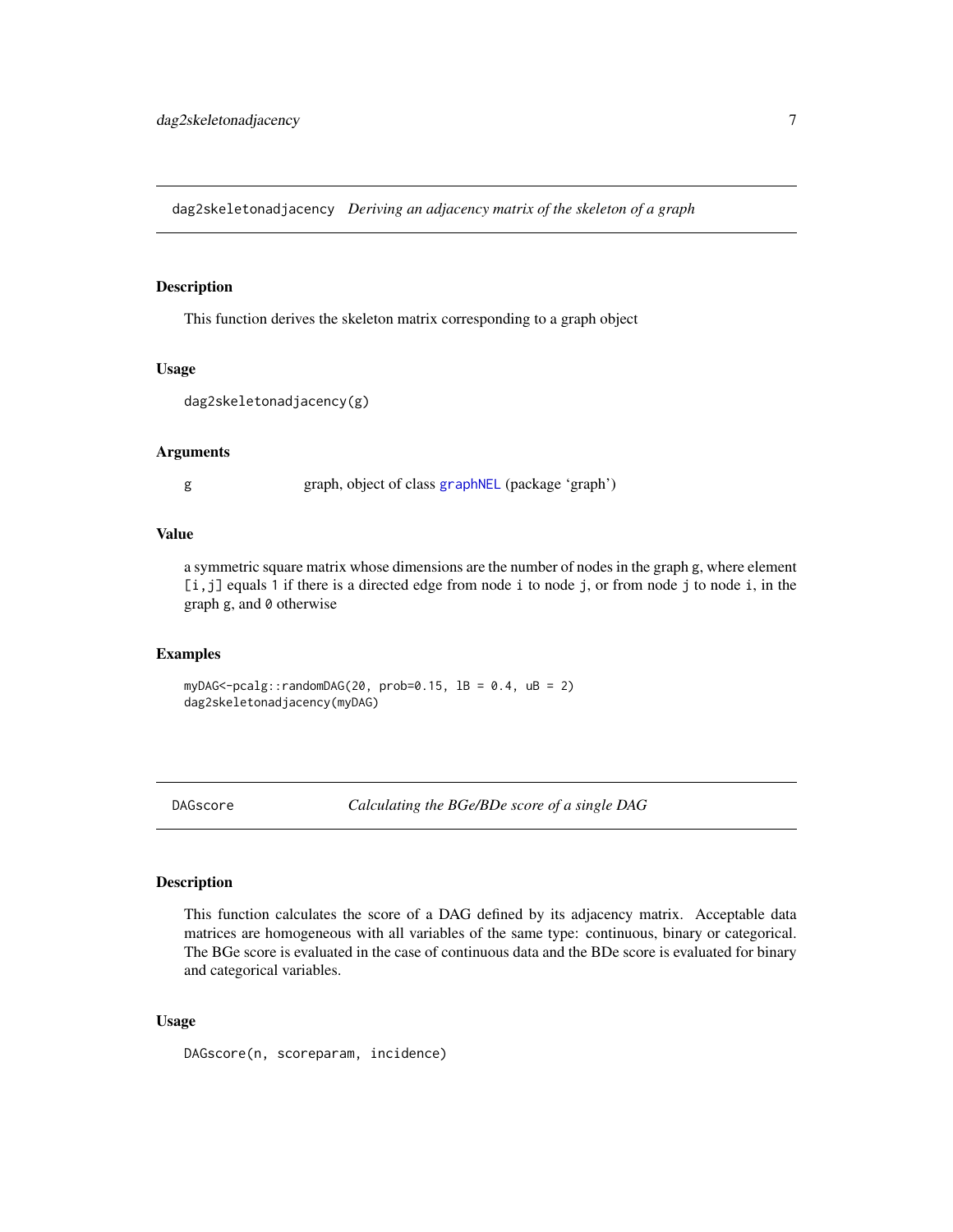## dag2skeletonadjacency *Deriving an adjacency matrix of the skeleton of a graph*

### Description

This function derives the skeleton matrix corresponding to a graph object

### Usage

```
dag2skeletonadjacency(g)
```

### Arguments

| | |
|---|---|
| g | graph, object of class graphNEL (package 'graph') |

### Value

a symmetric square matrix whose dimensions are the number of nodes in the graph g, where element [i,j] equals 1 if there is a directed edge from node i to node j, or from node j to node i, in the graph g, and 0 otherwise

### Examples

```
myDAG<-pcalg::randomDAG(20, prob=0.15, lB = 0.4, uB = 2)
dag2skeletonadjacency(myDAG)
```

## DAGscore *Calculating the BGe/BDe score of a single DAG*

### Description

This function calculates the score of a DAG defined by its adjacency matrix. Acceptable data matrices are homogeneous with all variables of the same type: continuous, binary or categorical. The BGe score is evaluated in the case of continuous data and the BDe score is evaluated for binary and categorical variables.

### Usage

```
DAGscore(n, scoreparam, incidence)
```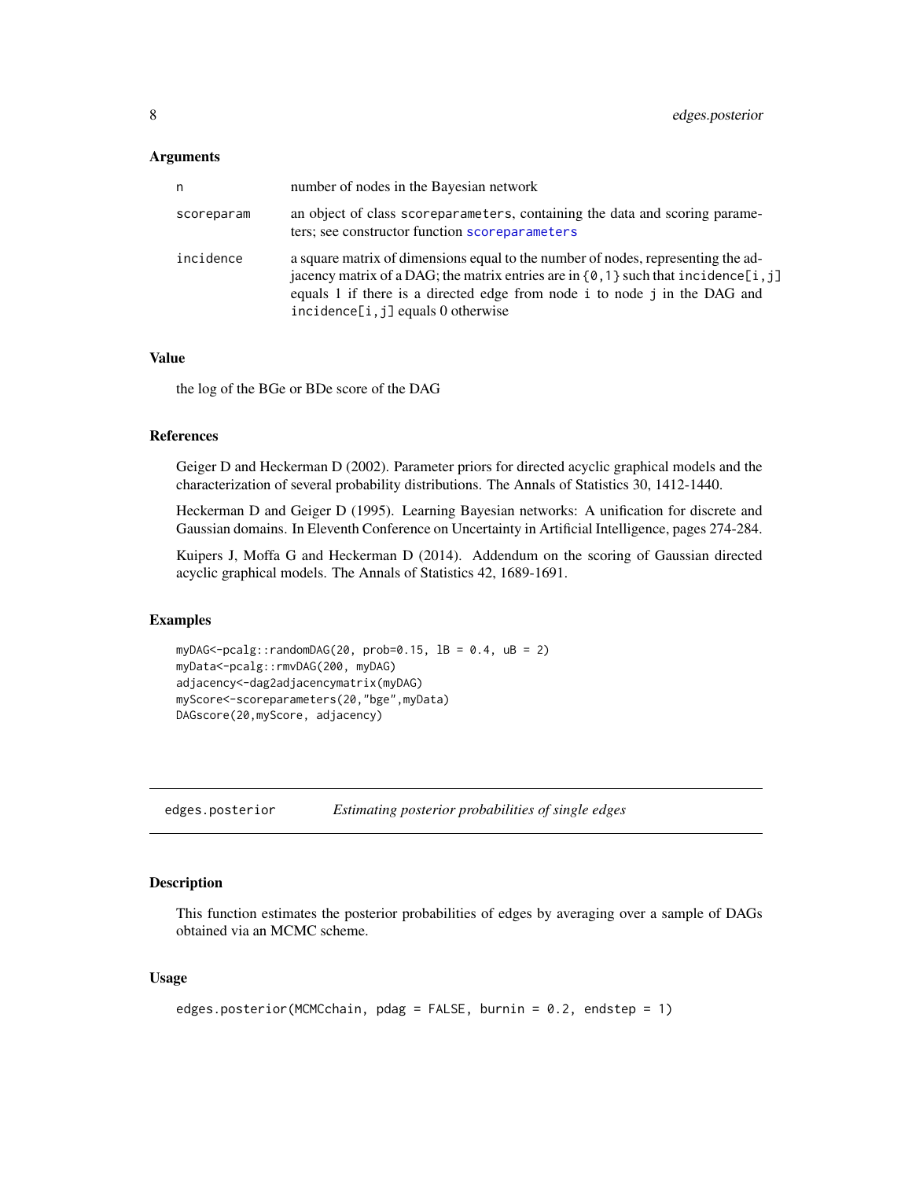### Arguments

| | |
|---|---|
| n | number of nodes in the Bayesian network |
| scoreparam | an object of class scoreparameters, containing the data and scoring parameters; see constructor function scoreparameters |
| incidence | a square matrix of dimensions equal to the number of nodes, representing the adjacency matrix of a DAG; the matrix entries are in {0,1} such that incidence[i,j] equals 1 if there is a directed edge from node i to node j in the DAG and incidence[i,j] equals 0 otherwise |

### Value

the log of the BGe or BDe score of the DAG

### References

Geiger D and Heckerman D (2002). Parameter priors for directed acyclic graphical models and the characterization of several probability distributions. The Annals of Statistics 30, 1412-1440.

Heckerman D and Geiger D (1995). Learning Bayesian networks: A unification for discrete and Gaussian domains. In Eleventh Conference on Uncertainty in Artificial Intelligence, pages 274-284.

Kuipers J, Moffa G and Heckerman D (2014). Addendum on the scoring of Gaussian directed acyclic graphical models. The Annals of Statistics 42, 1689-1691.

### Examples

```
myDAG<-pcalg::randomDAG(20, prob=0.15, lB = 0.4, uB = 2)
myData<-pcalg::rmvDAG(200, myDAG)
adjacency<-dag2adjacencymatrix(myDAG)
myScore<-scoreparameters(20,"bge",myData)
DAGscore(20,myScore, adjacency)
```

---

## edges.posterior — *Estimating posterior probabilities of single edges*

### Description

This function estimates the posterior probabilities of edges by averaging over a sample of DAGs obtained via an MCMC scheme.

### Usage

```
edges.posterior(MCMCchain, pdag = FALSE, burnin = 0.2, endstep = 1)
```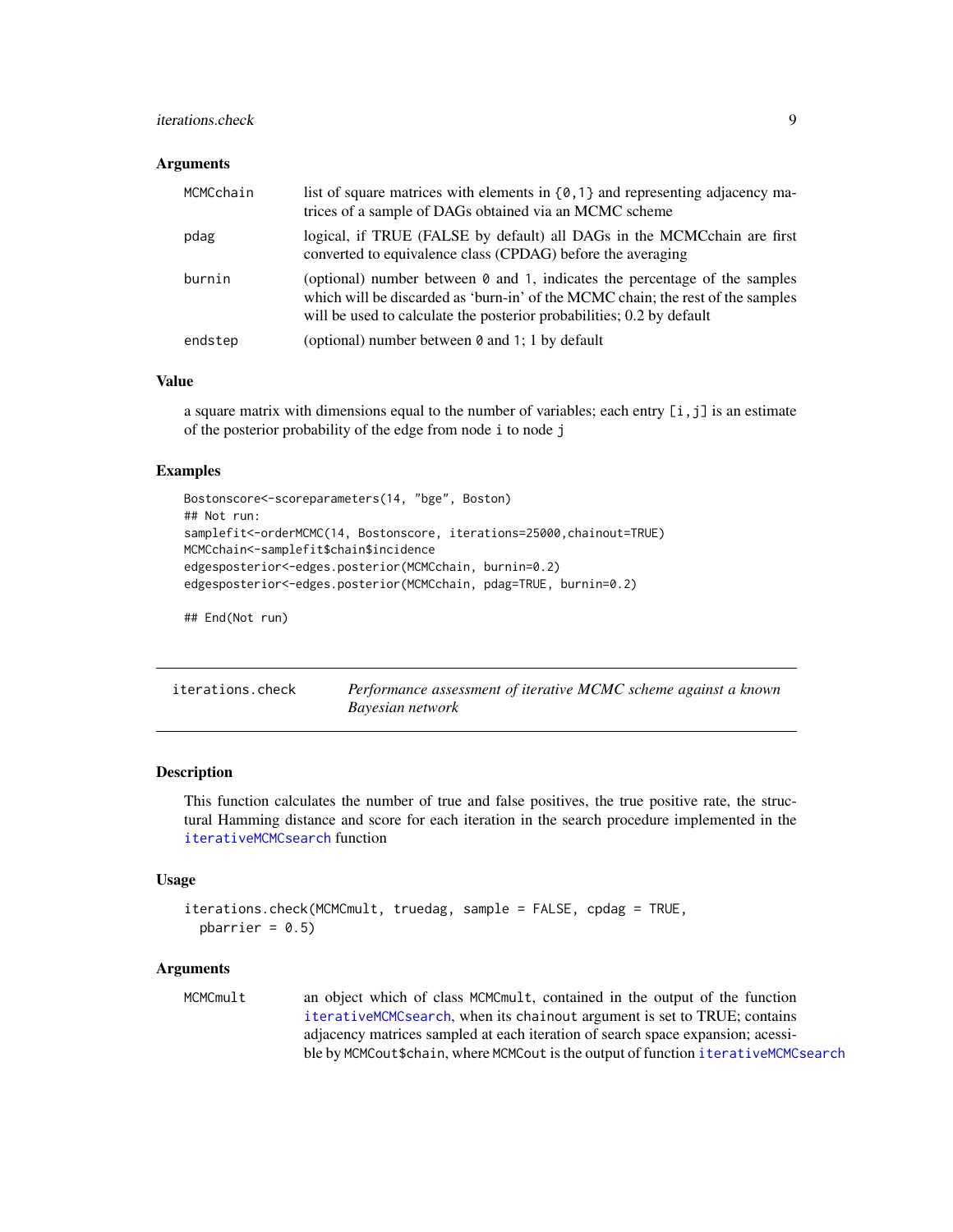### Arguments

| | |
|---|---|
| MCMCchain | list of square matrices with elements in {0,1} and representing adjacency matrices of a sample of DAGs obtained via an MCMC scheme |
| pdag | logical, if TRUE (FALSE by default) all DAGs in the MCMCchain are first converted to equivalence class (CPDAG) before the averaging |
| burnin | (optional) number between 0 and 1, indicates the percentage of the samples which will be discarded as 'burn-in' of the MCMC chain; the rest of the samples will be used to calculate the posterior probabilities; 0.2 by default |
| endstep | (optional) number between 0 and 1; 1 by default |

### Value

a square matrix with dimensions equal to the number of variables; each entry [i,j] is an estimate of the posterior probability of the edge from node i to node j

### Examples

```
Bostonscore<-scoreparameters(14, "bge", Boston)
## Not run:
samplefit<-orderMCMC(14, Bostonscore, iterations=25000,chainout=TRUE)
MCMCchain<-samplefit$chain$incidence
edgesposterior<-edges.posterior(MCMCchain, burnin=0.2)
edgesposterior<-edges.posterior(MCMCchain, pdag=TRUE, burnin=0.2)

## End(Not run)
```

---

## iterations.check — *Performance assessment of iterative MCMC scheme against a known Bayesian network*

### Description

This function calculates the number of true and false positives, the true positive rate, the structural Hamming distance and score for each iteration in the search procedure implemented in the iterativeMCMCsearch function

### Usage

```
iterations.check(MCMCmult, truedag, sample = FALSE, cpdag = TRUE,
  pbarrier = 0.5)
```

### Arguments

| | |
|---|---|
| MCMCmult | an object which of class MCMCmult, contained in the output of the function iterativeMCMCsearch, when its chainout argument is set to TRUE; contains adjacency matrices sampled at each iteration of search space expansion; acessible by MCMCout$chain, where MCMCout is the output of function iterativeMCMCsearch |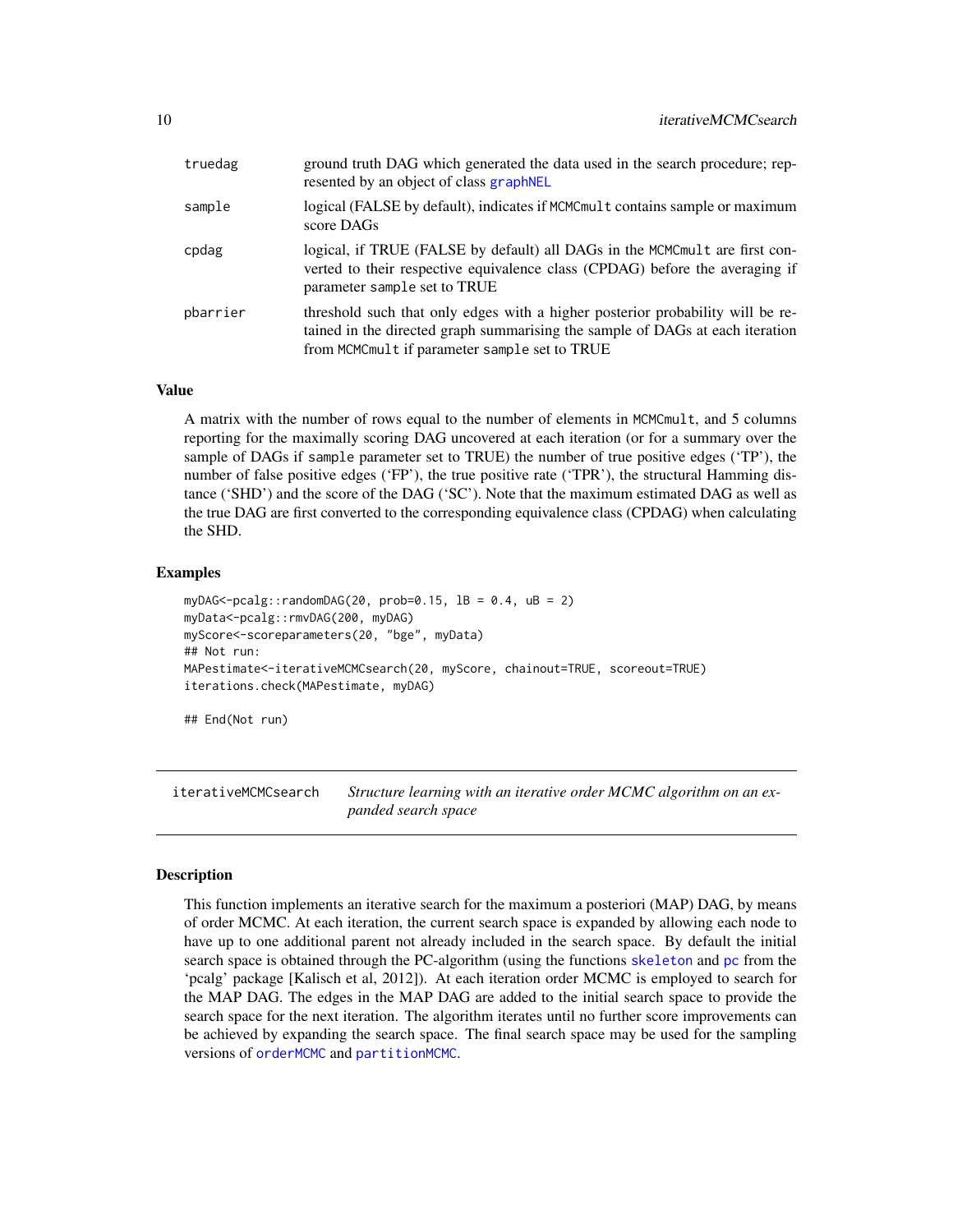| | |
|---|---|
| truedag | ground truth DAG which generated the data used in the search procedure; represented by an object of class graphNEL |
| sample | logical (FALSE by default), indicates if MCMCmult contains sample or maximum score DAGs |
| cpdag | logical, if TRUE (FALSE by default) all DAGs in the MCMCmult are first converted to their respective equivalence class (CPDAG) before the averaging if parameter sample set to TRUE |
| pbarrier | threshold such that only edges with a higher posterior probability will be retained in the directed graph summarising the sample of DAGs at each iteration from MCMCmult if parameter sample set to TRUE |

### Value

A matrix with the number of rows equal to the number of elements in MCMCmult, and 5 columns reporting for the maximally scoring DAG uncovered at each iteration (or for a summary over the sample of DAGs if sample parameter set to TRUE) the number of true positive edges ('TP'), the number of false positive edges ('FP'), the true positive rate ('TPR'), the structural Hamming distance ('SHD') and the score of the DAG ('SC'). Note that the maximum estimated DAG as well as the true DAG are first converted to the corresponding equivalence class (CPDAG) when calculating the SHD.

### Examples

```
myDAG<-pcalg::randomDAG(20, prob=0.15, lB = 0.4, uB = 2)
myData<-pcalg::rmvDAG(200, myDAG)
myScore<-scoreparameters(20, "bge", myData)
## Not run:
MAPestimate<-iterativeMCMCsearch(20, myScore, chainout=TRUE, scoreout=TRUE)
iterations.check(MAPestimate, myDAG)

## End(Not run)
```

## iterativeMCMCsearch *Structure learning with an iterative order MCMC algorithm on an expanded search space*

### Description

This function implements an iterative search for the maximum a posteriori (MAP) DAG, by means of order MCMC. At each iteration, the current search space is expanded by allowing each node to have up to one additional parent not already included in the search space. By default the initial search space is obtained through the PC-algorithm (using the functions skeleton and pc from the 'pcalg' package [Kalisch et al, 2012]). At each iteration order MCMC is employed to search for the MAP DAG. The edges in the MAP DAG are added to the initial search space to provide the search space for the next iteration. The algorithm iterates until no further score improvements can be achieved by expanding the search space. The final search space may be used for the sampling versions of orderMCMC and partitionMCMC.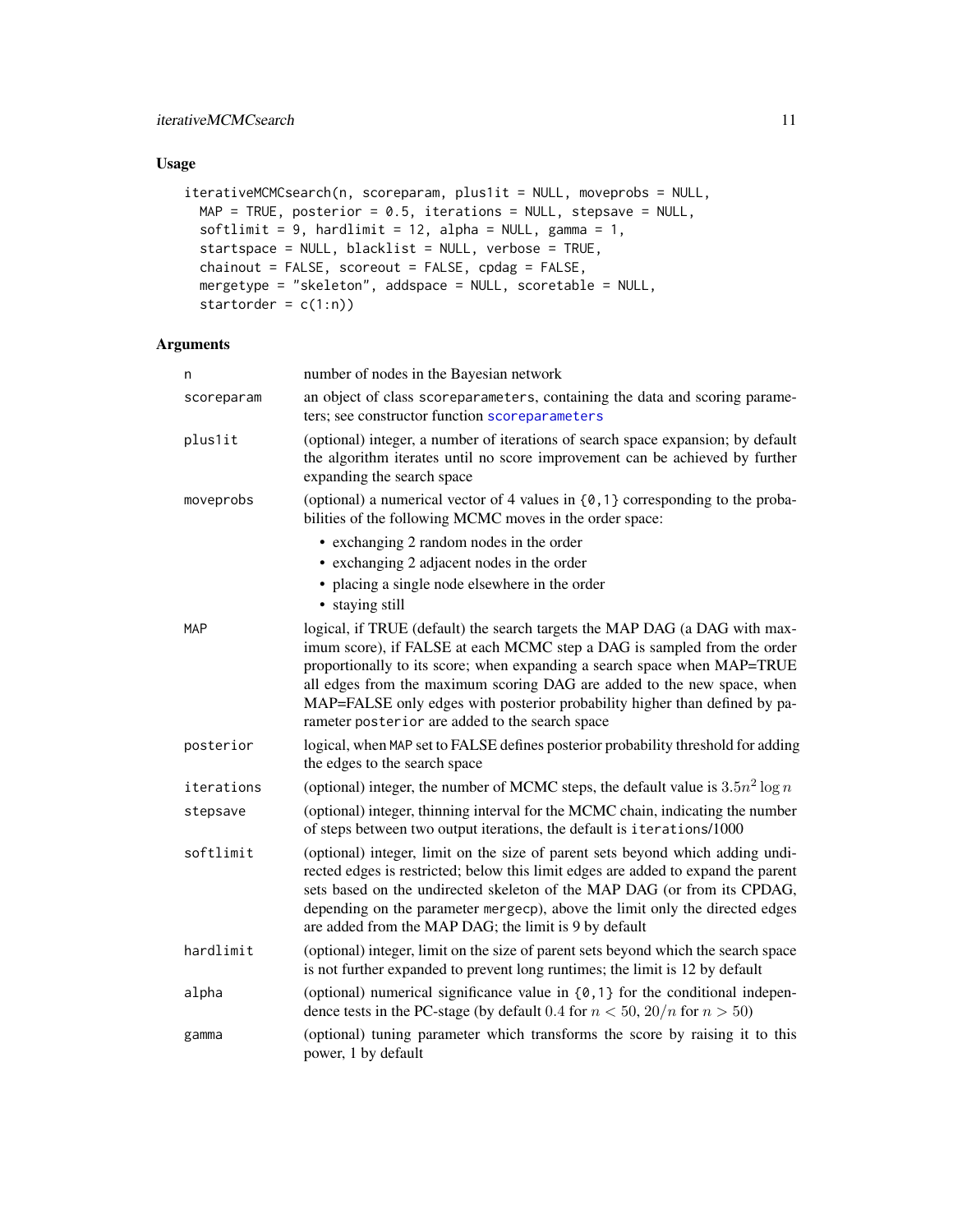## Usage

```
iterativeMCMCsearch(n, scoreparam, plus1it = NULL, moveprobs = NULL,
  MAP = TRUE, posterior = 0.5, iterations = NULL, stepsave = NULL,
  softlimit = 9, hardlimit = 12, alpha = NULL, gamma = 1,
  startspace = NULL, blacklist = NULL, verbose = TRUE,
  chainout = FALSE, scoreout = FALSE, cpdag = FALSE,
  mergetype = "skeleton", addspace = NULL, scoretable = NULL,
  startorder = c(1:n))
```

## Arguments

| | |
|---|---|
| `n` | number of nodes in the Bayesian network |
| `scoreparam` | an object of class `scoreparameters`, containing the data and scoring parameters; see constructor function `scoreparameters` |
| `plus1it` | (optional) integer, a number of iterations of search space expansion; by default the algorithm iterates until no score improvement can be achieved by further expanding the search space |
| `moveprobs` | (optional) a numerical vector of 4 values in `{0,1}` corresponding to the probabilities of the following MCMC moves in the order space: <br>• exchanging 2 random nodes in the order<br>• exchanging 2 adjacent nodes in the order<br>• placing a single node elsewhere in the order<br>• staying still |
| `MAP` | logical, if TRUE (default) the search targets the MAP DAG (a DAG with maximum score), if FALSE at each MCMC step a DAG is sampled from the order proportionally to its score; when expanding a search space when MAP=TRUE all edges from the maximum scoring DAG are added to the new space, when MAP=FALSE only edges with posterior probability higher than defined by parameter `posterior` are added to the search space |
| `posterior` | logical, when `MAP` set to FALSE defines posterior probability threshold for adding the edges to the search space |
| `iterations` | (optional) integer, the number of MCMC steps, the default value is $3.5n^2 \log n$ |
| `stepsave` | (optional) integer, thinning interval for the MCMC chain, indicating the number of steps between two output iterations, the default is `iterations`/1000 |
| `softlimit` | (optional) integer, limit on the size of parent sets beyond which adding undirected edges is restricted; below this limit edges are added to expand the parent sets based on the undirected skeleton of the MAP DAG (or from its CPDAG, depending on the parameter `mergecp`), above the limit only the directed edges are added from the MAP DAG; the limit is 9 by default |
| `hardlimit` | (optional) integer, limit on the size of parent sets beyond which the search space is not further expanded to prevent long runtimes; the limit is 12 by default |
| `alpha` | (optional) numerical significance value in `{0,1}` for the conditional independence tests in the PC-stage (by default $0.4$ for $n < 50$, $20/n$ for $n > 50$) |
| `gamma` | (optional) tuning parameter which transforms the score by raising it to this power, 1 by default |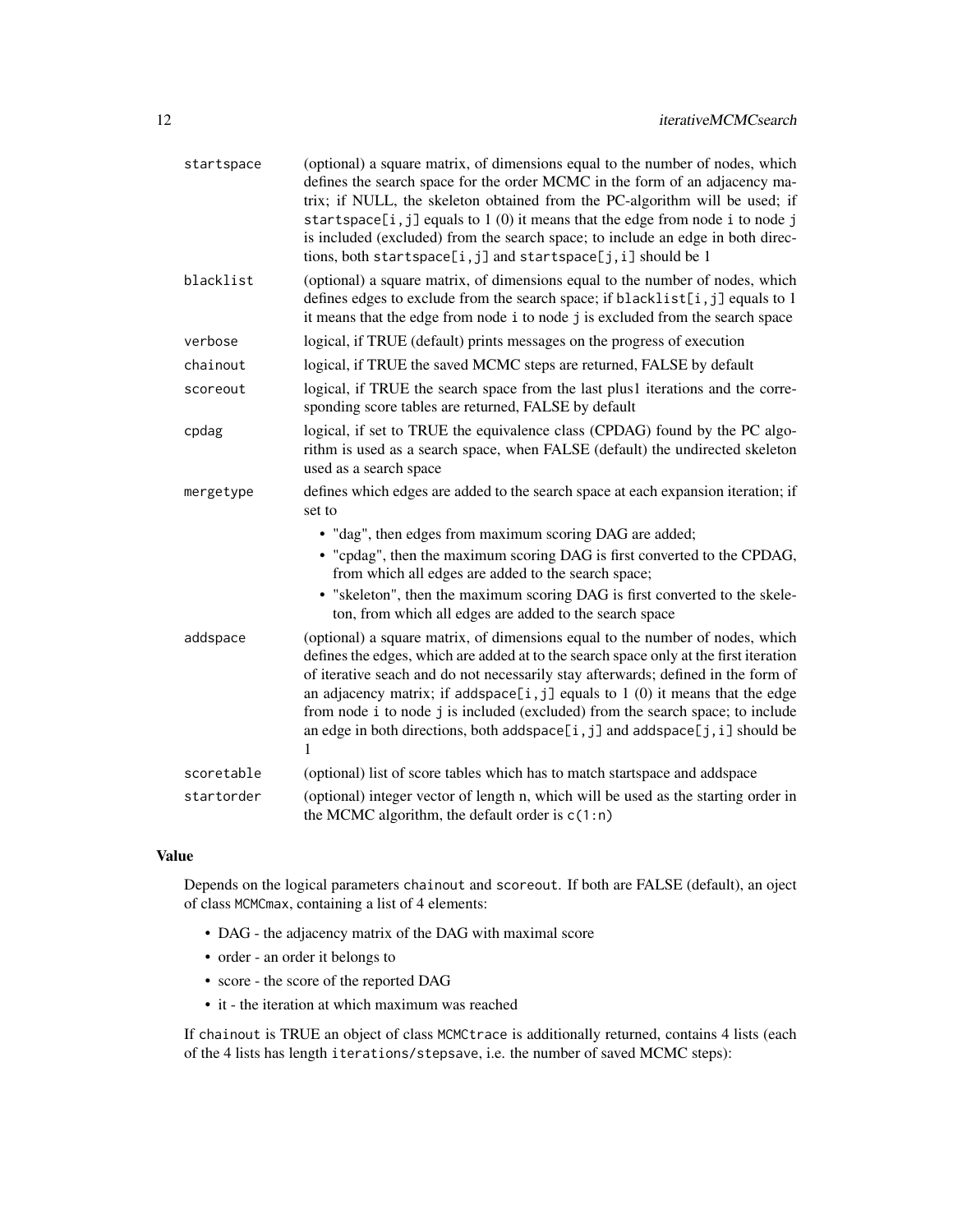| | |
|---|---|
| `startspace` | (optional) a square matrix, of dimensions equal to the number of nodes, which defines the search space for the order MCMC in the form of an adjacency matrix; if NULL, the skeleton obtained from the PC-algorithm will be used; if `startspace[i,j]` equals to 1 (0) it means that the edge from node `i` to node `j` is included (excluded) from the search space; to include an edge in both directions, both `startspace[i,j]` and `startspace[j,i]` should be 1 |
| `blacklist` | (optional) a square matrix, of dimensions equal to the number of nodes, which defines edges to exclude from the search space; if `blacklist[i,j]` equals to 1 it means that the edge from node `i` to node `j` is excluded from the search space |
| `verbose` | logical, if TRUE (default) prints messages on the progress of execution |
| `chainout` | logical, if TRUE the saved MCMC steps are returned, FALSE by default |
| `scoreout` | logical, if TRUE the search space from the last plus1 iterations and the corresponding score tables are returned, FALSE by default |
| `cpdag` | logical, if set to TRUE the equivalence class (CPDAG) found by the PC algorithm is used as a search space, when FALSE (default) the undirected skeleton used as a search space |
| `mergetype` | defines which edges are added to the search space at each expansion iteration; if set to<br>• "dag", then edges from maximum scoring DAG are added;<br>• "cpdag", then the maximum scoring DAG is first converted to the CPDAG, from which all edges are added to the search space;<br>• "skeleton", then the maximum scoring DAG is first converted to the skeleton, from which all edges are added to the search space |
| `addspace` | (optional) a square matrix, of dimensions equal to the number of nodes, which defines the edges, which are added at to the search space only at the first iteration of iterative seach and do not necessarily stay afterwards; defined in the form of an adjacency matrix; if `addspace[i,j]` equals to 1 (0) it means that the edge from node `i` to node `j` is included (excluded) from the search space; to include an edge in both directions, both `addspace[i,j]` and `addspace[j,i]` should be 1 |
| `scoretable` | (optional) list of score tables which has to match startspace and addspace |
| `startorder` | (optional) integer vector of length n, which will be used as the starting order in the MCMC algorithm, the default order is `c(1:n)` |

### Value

Depends on the logical parameters `chainout` and `scoreout`. If both are FALSE (default), an oject of class `MCMCmax`, containing a list of 4 elements:

- DAG - the adjacency matrix of the DAG with maximal score
- order - an order it belongs to
- score - the score of the reported DAG
- it - the iteration at which maximum was reached

If `chainout` is TRUE an object of class `MCMCtrace` is additionally returned, contains 4 lists (each of the 4 lists has length `iterations/stepsave`, i.e. the number of saved MCMC steps):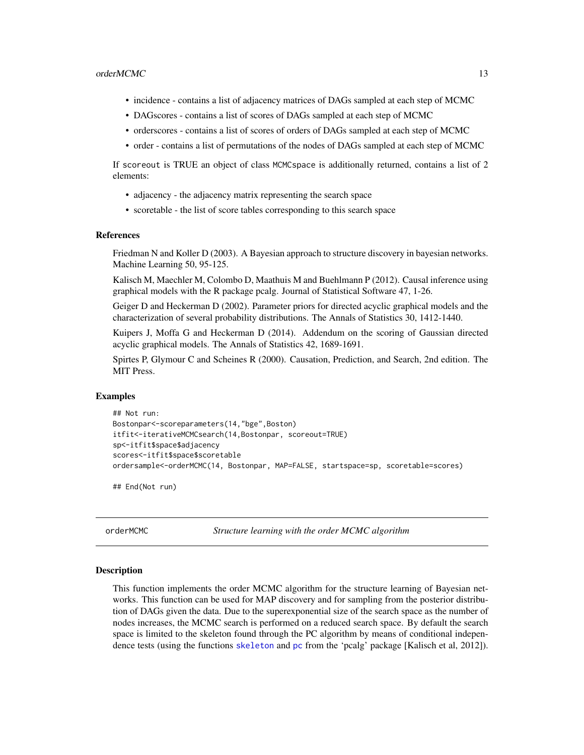- incidence - contains a list of adjacency matrices of DAGs sampled at each step of MCMC
- DAGscores - contains a list of scores of DAGs sampled at each step of MCMC
- orderscores - contains a list of scores of orders of DAGs sampled at each step of MCMC
- order - contains a list of permutations of the nodes of DAGs sampled at each step of MCMC

If `scoreout` is TRUE an object of class `MCMCspace` is additionally returned, contains a list of 2 elements:

- adjacency - the adjacency matrix representing the search space
- scoretable - the list of score tables corresponding to this search space

### References

Friedman N and Koller D (2003). A Bayesian approach to structure discovery in bayesian networks. Machine Learning 50, 95-125.

Kalisch M, Maechler M, Colombo D, Maathuis M and Buehlmann P (2012). Causal inference using graphical models with the R package pcalg. Journal of Statistical Software 47, 1-26.

Geiger D and Heckerman D (2002). Parameter priors for directed acyclic graphical models and the characterization of several probability distributions. The Annals of Statistics 30, 1412-1440.

Kuipers J, Moffa G and Heckerman D (2014). Addendum on the scoring of Gaussian directed acyclic graphical models. The Annals of Statistics 42, 1689-1691.

Spirtes P, Glymour C and Scheines R (2000). Causation, Prediction, and Search, 2nd edition. The MIT Press.

### Examples

```
## Not run:
Bostonpar<-scoreparameters(14,"bge",Boston)
itfit<-iterativeMCMCsearch(14,Bostonpar, scoreout=TRUE)
sp<-itfit$space$adjacency
scores<-itfit$space$scoretable
ordersample<-orderMCMC(14, Bostonpar, MAP=FALSE, startspace=sp, scoretable=scores)

## End(Not run)
```

---

## orderMCMC — *Structure learning with the order MCMC algorithm*

### Description

This function implements the order MCMC algorithm for the structure learning of Bayesian networks. This function can be used for MAP discovery and for sampling from the posterior distribution of DAGs given the data. Due to the superexponential size of the search space as the number of nodes increases, the MCMC search is performed on a reduced search space. By default the search space is limited to the skeleton found through the PC algorithm by means of conditional independence tests (using the functions `skeleton` and `pc` from the 'pcalg' package [Kalisch et al, 2012]).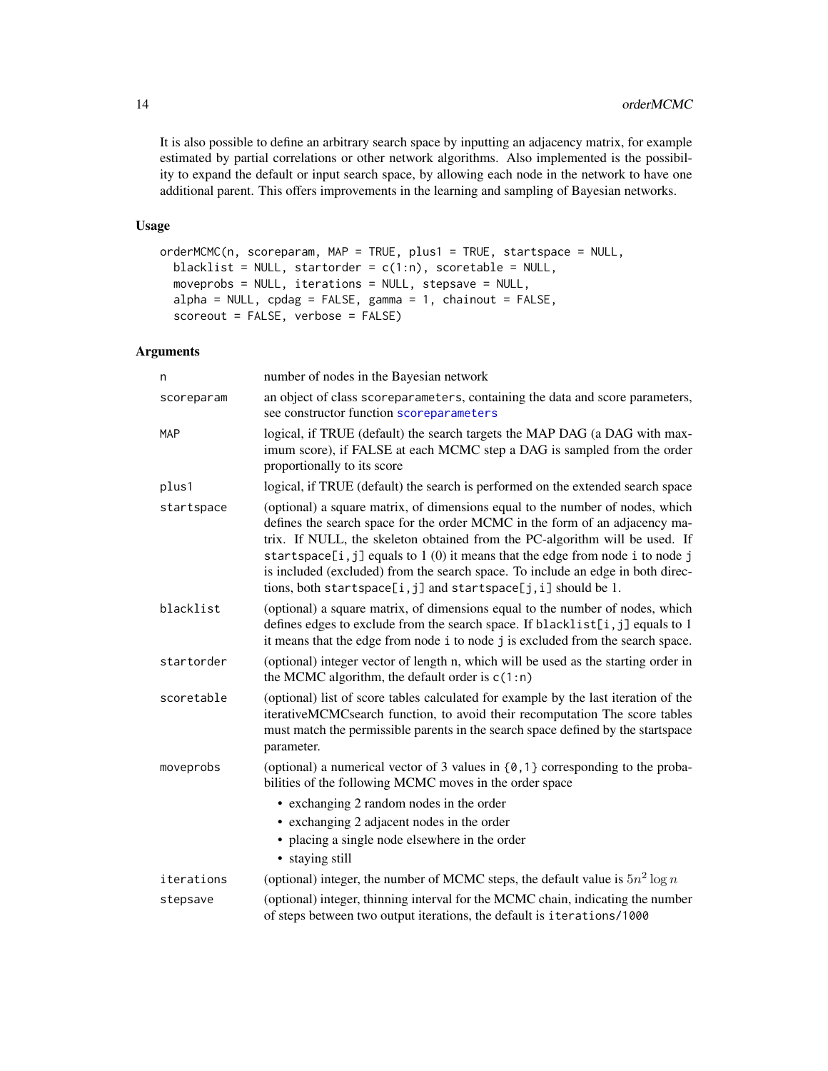It is also possible to define an arbitrary search space by inputting an adjacency matrix, for example estimated by partial correlations or other network algorithms. Also implemented is the possibility to expand the default or input search space, by allowing each node in the network to have one additional parent. This offers improvements in the learning and sampling of Bayesian networks.

## Usage

```
orderMCMC(n, scoreparam, MAP = TRUE, plus1 = TRUE, startspace = NULL,
  blacklist = NULL, startorder = c(1:n), scoretable = NULL,
  moveprobs = NULL, iterations = NULL, stepsave = NULL,
  alpha = NULL, cpdag = FALSE, gamma = 1, chainout = FALSE,
  scoreout = FALSE, verbose = FALSE)
```

## Arguments

| | |
|---|---|
| `n` | number of nodes in the Bayesian network |
| `scoreparam` | an object of class `scoreparameters`, containing the data and score parameters, see constructor function `scoreparameters` |
| `MAP` | logical, if TRUE (default) the search targets the MAP DAG (a DAG with maximum score), if FALSE at each MCMC step a DAG is sampled from the order proportionally to its score |
| `plus1` | logical, if TRUE (default) the search is performed on the extended search space |
| `startspace` | (optional) a square matrix, of dimensions equal to the number of nodes, which defines the search space for the order MCMC in the form of an adjacency matrix. If NULL, the skeleton obtained from the PC-algorithm will be used. If `startspace[i,j]` equals to 1 (0) it means that the edge from node `i` to node `j` is included (excluded) from the search space. To include an edge in both directions, both `startspace[i,j]` and `startspace[j,i]` should be 1. |
| `blacklist` | (optional) a square matrix, of dimensions equal to the number of nodes, which defines edges to exclude from the search space. If `blacklist[i,j]` equals to 1 it means that the edge from node `i` to node `j` is excluded from the search space. |
| `startorder` | (optional) integer vector of length n, which will be used as the starting order in the MCMC algorithm, the default order is `c(1:n)` |
| `scoretable` | (optional) list of score tables calculated for example by the last iteration of the iterativeMCMCsearch function, to avoid their recomputation The score tables must match the permissible parents in the search space defined by the startspace parameter. |
| `moveprobs` | (optional) a numerical vector of 3 values in `{0,1}` corresponding to the probabilities of the following MCMC moves in the order space<br>• exchanging 2 random nodes in the order<br>• exchanging 2 adjacent nodes in the order<br>• placing a single node elsewhere in the order<br>• staying still |
| `iterations` | (optional) integer, the number of MCMC steps, the default value is $5n^2 \log n$ |
| `stepsave` | (optional) integer, thinning interval for the MCMC chain, indicating the number of steps between two output iterations, the default is `iterations/1000` |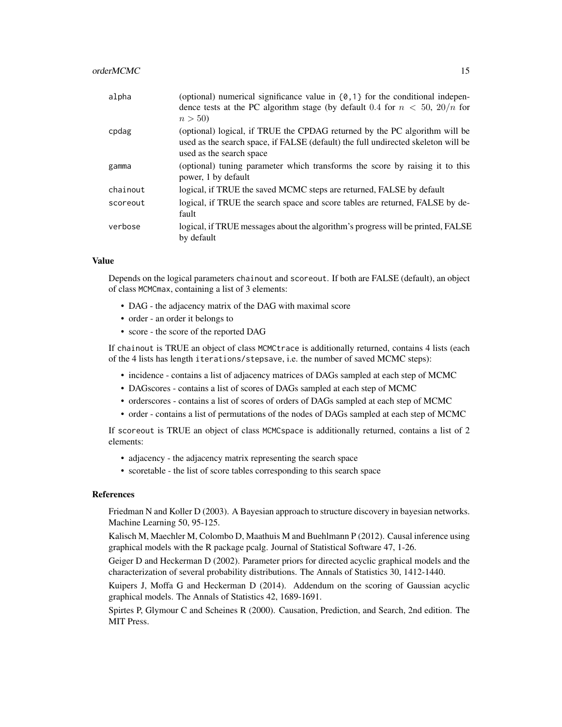| | |
|---|---|
| `alpha` | (optional) numerical significance value in `{0,1}` for the conditional independence tests at the PC algorithm stage (by default 0.4 for $n < 50$, $20/n$ for $n > 50$) |
| `cpdag` | (optional) logical, if TRUE the CPDAG returned by the PC algorithm will be used as the search space, if FALSE (default) the full undirected skeleton will be used as the search space |
| `gamma` | (optional) tuning parameter which transforms the score by raising it to this power, 1 by default |
| `chainout` | logical, if TRUE the saved MCMC steps are returned, FALSE by default |
| `scoreout` | logical, if TRUE the search space and score tables are returned, FALSE by default |
| `verbose` | logical, if TRUE messages about the algorithm's progress will be printed, FALSE by default |

## Value

Depends on the logical parameters `chainout` and `scoreout`. If both are FALSE (default), an object of class `MCMCmax`, containing a list of 3 elements:

- DAG - the adjacency matrix of the DAG with maximal score
- order - an order it belongs to
- score - the score of the reported DAG

If `chainout` is TRUE an object of class `MCMCtrace` is additionally returned, contains 4 lists (each of the 4 lists has length `iterations/stepsave`, i.e. the number of saved MCMC steps):

- incidence - contains a list of adjacency matrices of DAGs sampled at each step of MCMC
- DAGscores - contains a list of scores of DAGs sampled at each step of MCMC
- orderscores - contains a list of scores of orders of DAGs sampled at each step of MCMC
- order - contains a list of permutations of the nodes of DAGs sampled at each step of MCMC

If `scoreout` is TRUE an object of class `MCMCspace` is additionally returned, contains a list of 2 elements:

- adjacency - the adjacency matrix representing the search space
- scoretable - the list of score tables corresponding to this search space

## References

Friedman N and Koller D (2003). A Bayesian approach to structure discovery in bayesian networks. Machine Learning 50, 95-125.

Kalisch M, Maechler M, Colombo D, Maathuis M and Buehlmann P (2012). Causal inference using graphical models with the R package pcalg. Journal of Statistical Software 47, 1-26.

Geiger D and Heckerman D (2002). Parameter priors for directed acyclic graphical models and the characterization of several probability distributions. The Annals of Statistics 30, 1412-1440.

Kuipers J, Moffa G and Heckerman D (2014). Addendum on the scoring of Gaussian acyclic graphical models. The Annals of Statistics 42, 1689-1691.

Spirtes P, Glymour C and Scheines R (2000). Causation, Prediction, and Search, 2nd edition. The MIT Press.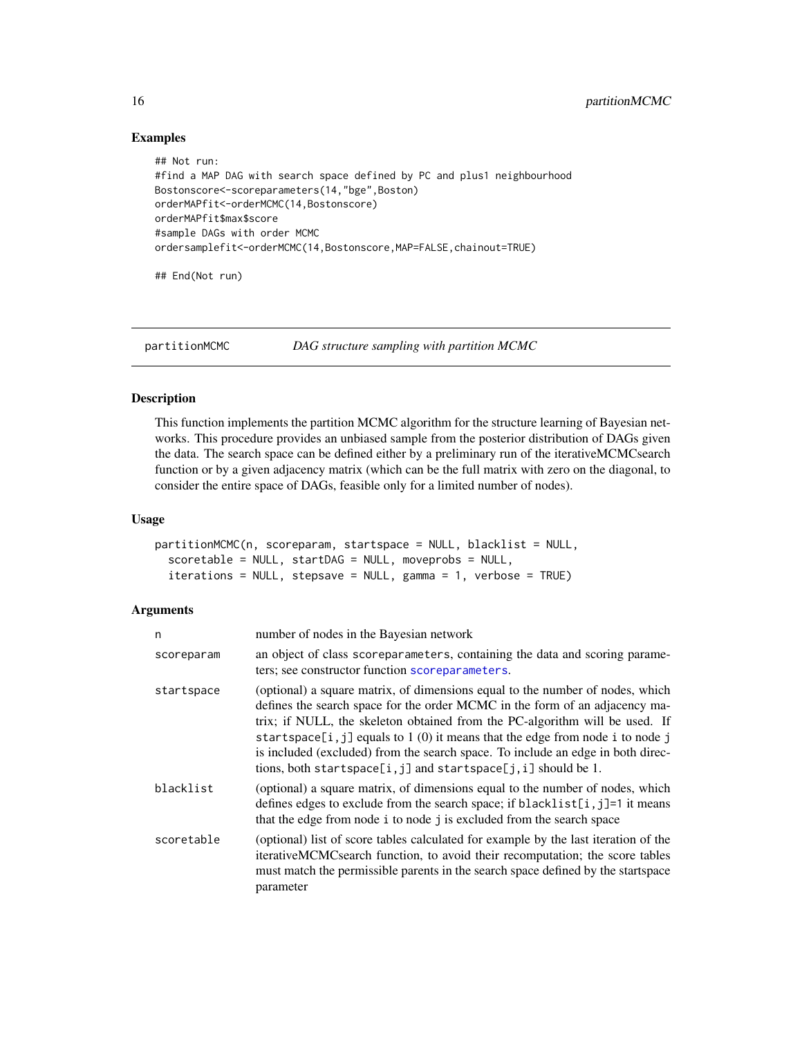## Examples

```
## Not run:
#find a MAP DAG with search space defined by PC and plus1 neighbourhood
Bostonscore<-scoreparameters(14,"bge",Boston)
orderMAPfit<-orderMCMC(14,Bostonscore)
orderMAPfit$max$score
#sample DAGs with order MCMC
ordersamplefit<-orderMCMC(14,Bostonscore,MAP=FALSE,chainout=TRUE)

## End(Not run)
```

---

# partitionMCMC — *DAG structure sampling with partition MCMC*

## Description

This function implements the partition MCMC algorithm for the structure learning of Bayesian networks. This procedure provides an unbiased sample from the posterior distribution of DAGs given the data. The search space can be defined either by a preliminary run of the iterativeMCMCsearch function or by a given adjacency matrix (which can be the full matrix with zero on the diagonal, to consider the entire space of DAGs, feasible only for a limited number of nodes).

## Usage

```
partitionMCMC(n, scoreparam, startspace = NULL, blacklist = NULL,
  scoretable = NULL, startDAG = NULL, moveprobs = NULL,
  iterations = NULL, stepsave = NULL, gamma = 1, verbose = TRUE)
```

## Arguments

| | |
|---|---|
| `n` | number of nodes in the Bayesian network |
| `scoreparam` | an object of class `scoreparameters`, containing the data and scoring parameters; see constructor function `scoreparameters`. |
| `startspace` | (optional) a square matrix, of dimensions equal to the number of nodes, which defines the search space for the order MCMC in the form of an adjacency matrix; if NULL, the skeleton obtained from the PC-algorithm will be used. If `startspace[i,j]` equals to 1 (0) it means that the edge from node `i` to node `j` is included (excluded) from the search space. To include an edge in both directions, both `startspace[i,j]` and `startspace[j,i]` should be 1. |
| `blacklist` | (optional) a square matrix, of dimensions equal to the number of nodes, which defines edges to exclude from the search space; if `blacklist[i,j]=1` it means that the edge from node `i` to node `j` is excluded from the search space |
| `scoretable` | (optional) list of score tables calculated for example by the last iteration of the iterativeMCMCsearch function, to avoid their recomputation; the score tables must match the permissible parents in the search space defined by the startspace parameter |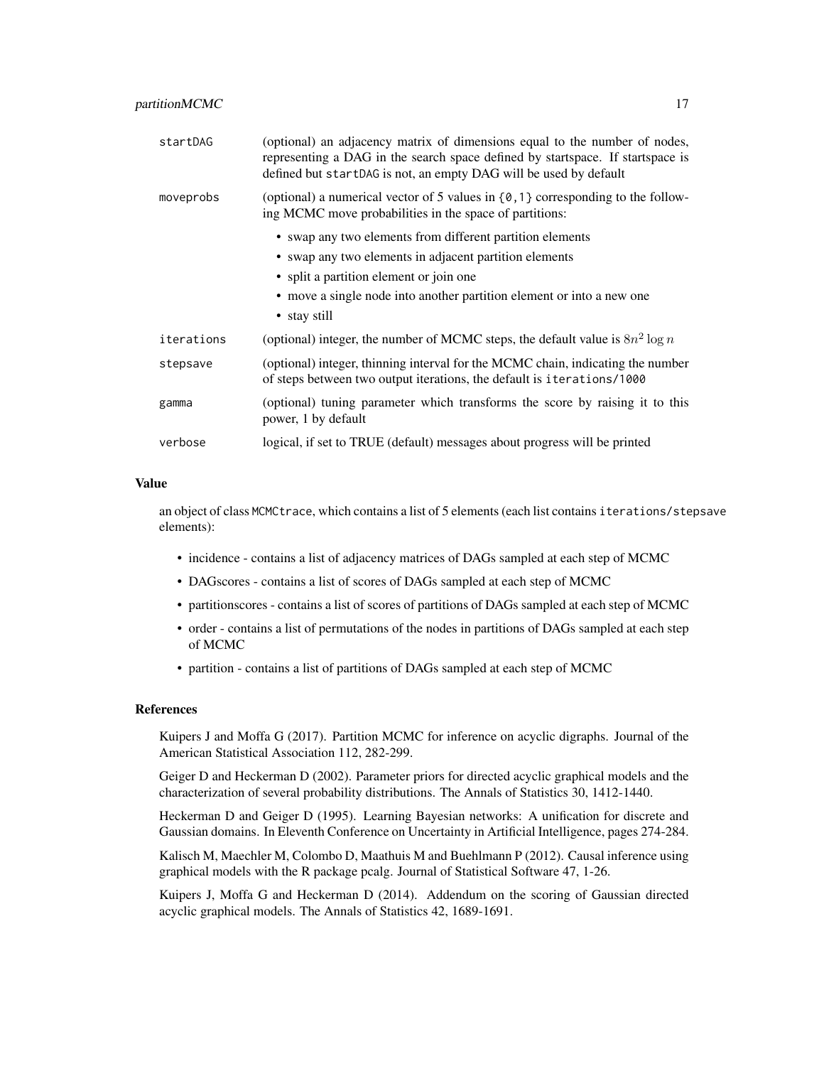| | |
|---|---|
| `startDAG` | (optional) an adjacency matrix of dimensions equal to the number of nodes, representing a DAG in the search space defined by startspace. If startspace is defined but `startDAG` is not, an empty DAG will be used by default |
| `moveprobs` | (optional) a numerical vector of 5 values in `{0,1}` corresponding to the following MCMC move probabilities in the space of partitions: • swap any two elements from different partition elements • swap any two elements in adjacent partition elements • split a partition element or join one • move a single node into another partition element or into a new one • stay still |
| `iterations` | (optional) integer, the number of MCMC steps, the default value is $8n^2 \log n$ |
| `stepsave` | (optional) integer, thinning interval for the MCMC chain, indicating the number of steps between two output iterations, the default is `iterations/1000` |
| `gamma` | (optional) tuning parameter which transforms the score by raising it to this power, 1 by default |
| `verbose` | logical, if set to TRUE (default) messages about progress will be printed |

### Value

an object of class `MCMCtrace`, which contains a list of 5 elements (each list contains `iterations/stepsave` elements):

- incidence - contains a list of adjacency matrices of DAGs sampled at each step of MCMC
- DAGscores - contains a list of scores of DAGs sampled at each step of MCMC
- partitionscores - contains a list of scores of partitions of DAGs sampled at each step of MCMC
- order - contains a list of permutations of the nodes in partitions of DAGs sampled at each step of MCMC
- partition - contains a list of partitions of DAGs sampled at each step of MCMC

### References

Kuipers J and Moffa G (2017). Partition MCMC for inference on acyclic digraphs. Journal of the American Statistical Association 112, 282-299.

Geiger D and Heckerman D (2002). Parameter priors for directed acyclic graphical models and the characterization of several probability distributions. The Annals of Statistics 30, 1412-1440.

Heckerman D and Geiger D (1995). Learning Bayesian networks: A unification for discrete and Gaussian domains. In Eleventh Conference on Uncertainty in Artificial Intelligence, pages 274-284.

Kalisch M, Maechler M, Colombo D, Maathuis M and Buehlmann P (2012). Causal inference using graphical models with the R package pcalg. Journal of Statistical Software 47, 1-26.

Kuipers J, Moffa G and Heckerman D (2014). Addendum on the scoring of Gaussian directed acyclic graphical models. The Annals of Statistics 42, 1689-1691.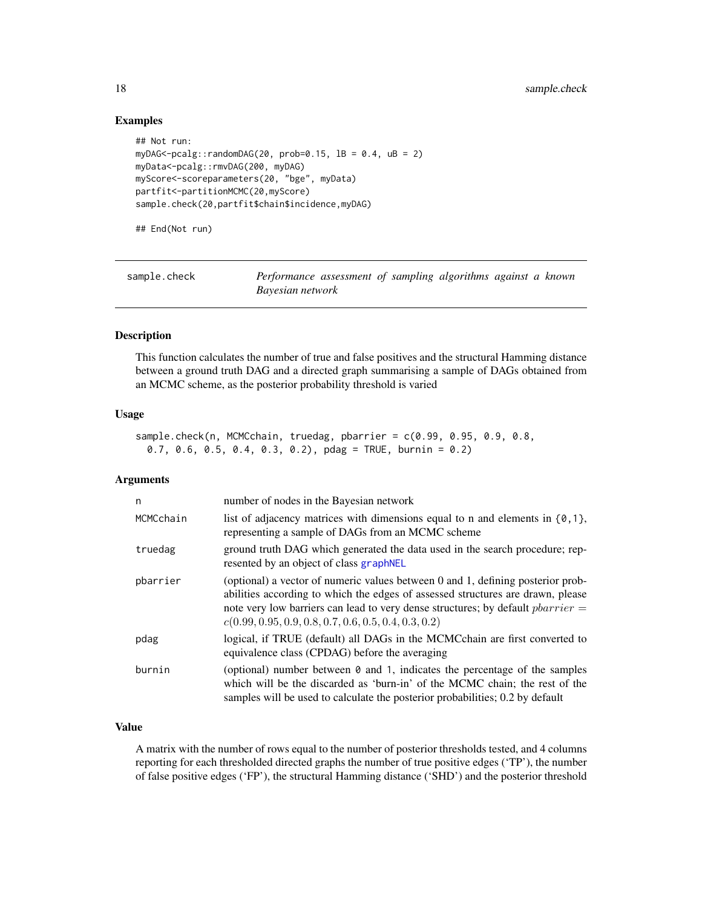## Examples

```
## Not run:
myDAG<-pcalg::randomDAG(20, prob=0.15, lB = 0.4, uB = 2)
myData<-pcalg::rmvDAG(200, myDAG)
myScore<-scoreparameters(20, "bge", myData)
partfit<-partitionMCMC(20,myScore)
sample.check(20,partfit$chain$incidence,myDAG)

## End(Not run)
```

---

`sample.check` *Performance assessment of sampling algorithms against a known Bayesian network*

---

## Description

This function calculates the number of true and false positives and the structural Hamming distance between a ground truth DAG and a directed graph summarising a sample of DAGs obtained from an MCMC scheme, as the posterior probability threshold is varied

## Usage

```
sample.check(n, MCMCchain, truedag, pbarrier = c(0.99, 0.95, 0.9, 0.8,
  0.7, 0.6, 0.5, 0.4, 0.3, 0.2), pdag = TRUE, burnin = 0.2)
```

## Arguments

| | |
|---|---|
| n | number of nodes in the Bayesian network |
| MCMCchain | list of adjacency matrices with dimensions equal to n and elements in {0,1}, representing a sample of DAGs from an MCMC scheme |
| truedag | ground truth DAG which generated the data used in the search procedure; represented by an object of class graphNEL |
| pbarrier | (optional) a vector of numeric values between 0 and 1, defining posterior probabilities according to which the edges of assessed structures are drawn, please note very low barriers can lead to very dense structures; by default $pbarrier = c(0.99, 0.95, 0.9, 0.8, 0.7, 0.6, 0.5, 0.4, 0.3, 0.2)$ |
| pdag | logical, if TRUE (default) all DAGs in the MCMCchain are first converted to equivalence class (CPDAG) before the averaging |
| burnin | (optional) number between 0 and 1, indicates the percentage of the samples which will be the discarded as 'burn-in' of the MCMC chain; the rest of the samples will be used to calculate the posterior probabilities; 0.2 by default |

## Value

A matrix with the number of rows equal to the number of posterior thresholds tested, and 4 columns reporting for each thresholded directed graphs the number of true positive edges ('TP'), the number of false positive edges ('FP'), the structural Hamming distance ('SHD') and the posterior threshold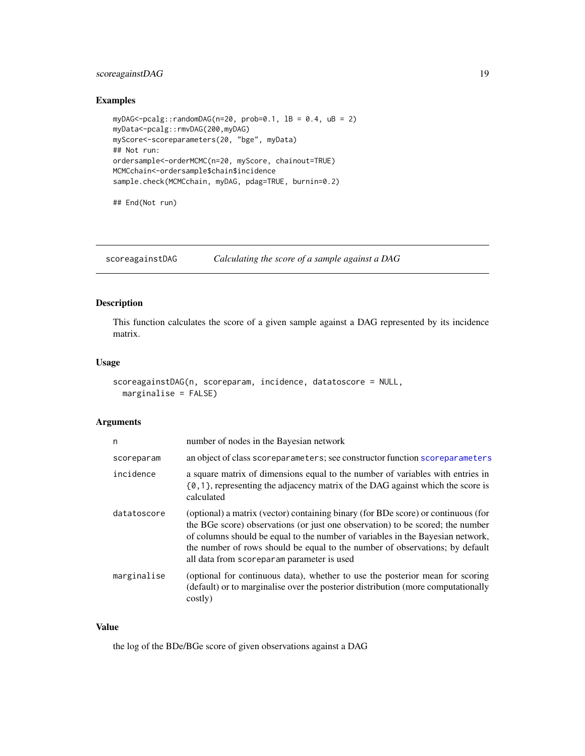## Examples

```
myDAG<-pcalg::randomDAG(n=20, prob=0.1, lB = 0.4, uB = 2)
myData<-pcalg::rmvDAG(200,myDAG)
myScore<-scoreparameters(20, "bge", myData)
## Not run:
ordersample<-orderMCMC(n=20, myScore, chainout=TRUE)
MCMCchain<-ordersample$chain$incidence
sample.check(MCMCchain, myDAG, pdag=TRUE, burnin=0.2)

## End(Not run)
```

---

# scoreagainstDAG *Calculating the score of a sample against a DAG*

## Description

This function calculates the score of a given sample against a DAG represented by its incidence matrix.

## Usage

```
scoreagainstDAG(n, scoreparam, incidence, datatoscore = NULL,
  marginalise = FALSE)
```

## Arguments

| | |
|---|---|
| `n` | number of nodes in the Bayesian network |
| `scoreparam` | an object of class `scoreparameters`; see constructor function `scoreparameters` |
| `incidence` | a square matrix of dimensions equal to the number of variables with entries in {0,1}, representing the adjacency matrix of the DAG against which the score is calculated |
| `datatoscore` | (optional) a matrix (vector) containing binary (for BDe score) or continuous (for the BGe score) observations (or just one observation) to be scored; the number of columns should be equal to the number of variables in the Bayesian network, the number of rows should be equal to the number of observations; by default all data from `scoreparam` parameter is used |
| `marginalise` | (optional for continuous data), whether to use the posterior mean for scoring (default) or to marginalise over the posterior distribution (more computationally costly) |

## Value

the log of the BDe/BGe score of given observations against a DAG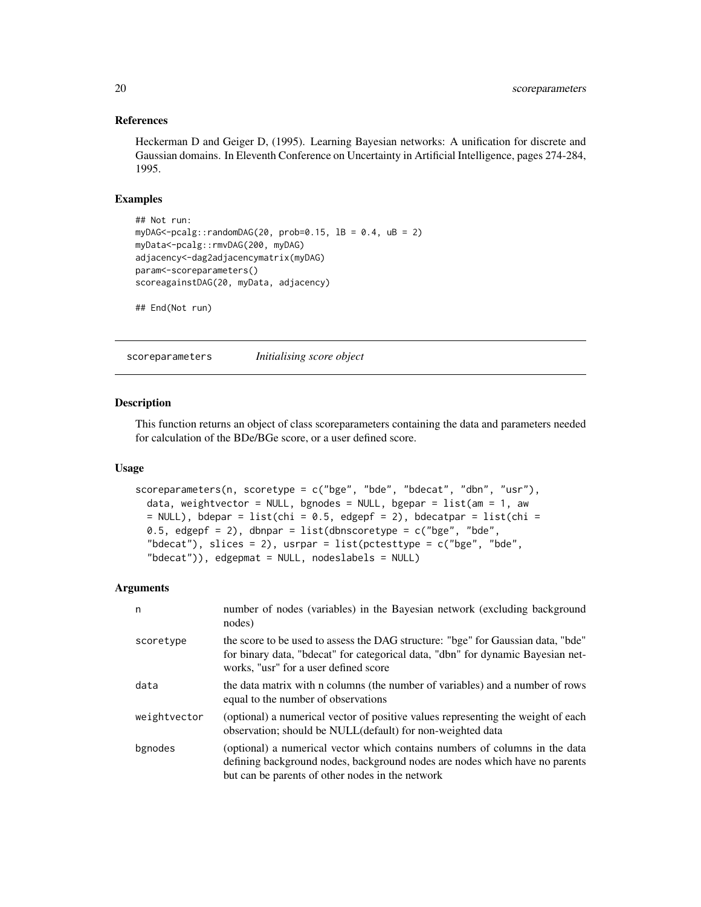### References

Heckerman D and Geiger D, (1995). Learning Bayesian networks: A unification for discrete and Gaussian domains. In Eleventh Conference on Uncertainty in Artificial Intelligence, pages 274-284, 1995.

### Examples

```
## Not run:
myDAG<-pcalg::randomDAG(20, prob=0.15, lB = 0.4, uB = 2)
myData<-pcalg::rmvDAG(200, myDAG)
adjacency<-dag2adjacencymatrix(myDAG)
param<-scoreparameters()
scoreagainstDAG(20, myData, adjacency)

## End(Not run)
```

## scoreparameters *Initialising score object*

### Description

This function returns an object of class scoreparameters containing the data and parameters needed for calculation of the BDe/BGe score, or a user defined score.

### Usage

```
scoreparameters(n, scoretype = c("bge", "bde", "bdecat", "dbn", "usr"),
  data, weightvector = NULL, bgnodes = NULL, bgepar = list(am = 1, aw
  = NULL), bdepar = list(chi = 0.5, edgepf = 2), bdecatpar = list(chi =
  0.5, edgepf = 2), dbnpar = list(dbnscoretype = c("bge", "bde",
  "bdecat"), slices = 2), usrpar = list(pctesttype = c("bge", "bde",
  "bdecat")), edgepmat = NULL, nodeslabels = NULL)
```

### Arguments

| | |
|---|---|
| n | number of nodes (variables) in the Bayesian network (excluding background nodes) |
| scoretype | the score to be used to assess the DAG structure: "bge" for Gaussian data, "bde" for binary data, "bdecat" for categorical data, "dbn" for dynamic Bayesian networks, "usr" for a user defined score |
| data | the data matrix with n columns (the number of variables) and a number of rows equal to the number of observations |
| weightvector | (optional) a numerical vector of positive values representing the weight of each observation; should be NULL(default) for non-weighted data |
| bgnodes | (optional) a numerical vector which contains numbers of columns in the data defining background nodes, background nodes are nodes which have no parents but can be parents of other nodes in the network |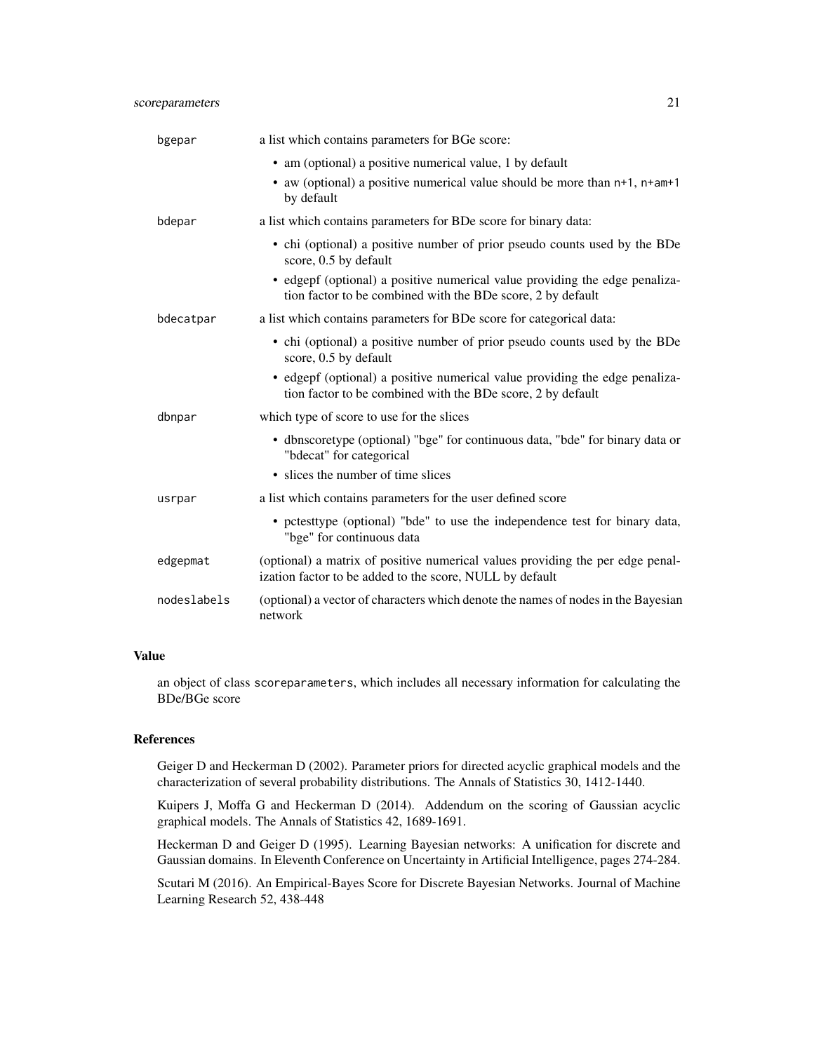| | |
|---|---|
| bgepar | a list which contains parameters for BGe score:<br>• am (optional) a positive numerical value, 1 by default<br>• aw (optional) a positive numerical value should be more than `n+1`, `n+am+1` by default |
| bdepar | a list which contains parameters for BDe score for binary data:<br>• chi (optional) a positive number of prior pseudo counts used by the BDe score, 0.5 by default<br>• edgepf (optional) a positive numerical value providing the edge penalization factor to be combined with the BDe score, 2 by default |
| bdecatpar | a list which contains parameters for BDe score for categorical data:<br>• chi (optional) a positive number of prior pseudo counts used by the BDe score, 0.5 by default<br>• edgepf (optional) a positive numerical value providing the edge penalization factor to be combined with the BDe score, 2 by default |
| dbnpar | which type of score to use for the slices<br>• dbnscoretype (optional) "bge" for continuous data, "bde" for binary data or "bdecat" for categorical<br>• slices the number of time slices |
| usrpar | a list which contains parameters for the user defined score<br>• pctesttype (optional) "bde" to use the independence test for binary data, "bge" for continuous data |
| edgepmat | (optional) a matrix of positive numerical values providing the per edge penalization factor to be added to the score, NULL by default |
| nodeslabels | (optional) a vector of characters which denote the names of nodes in the Bayesian network |

## Value

an object of class `scoreparameters`, which includes all necessary information for calculating the BDe/BGe score

## References

Geiger D and Heckerman D (2002). Parameter priors for directed acyclic graphical models and the characterization of several probability distributions. The Annals of Statistics 30, 1412-1440.

Kuipers J, Moffa G and Heckerman D (2014). Addendum on the scoring of Gaussian acyclic graphical models. The Annals of Statistics 42, 1689-1691.

Heckerman D and Geiger D (1995). Learning Bayesian networks: A unification for discrete and Gaussian domains. In Eleventh Conference on Uncertainty in Artificial Intelligence, pages 274-284.

Scutari M (2016). An Empirical-Bayes Score for Discrete Bayesian Networks. Journal of Machine Learning Research 52, 438-448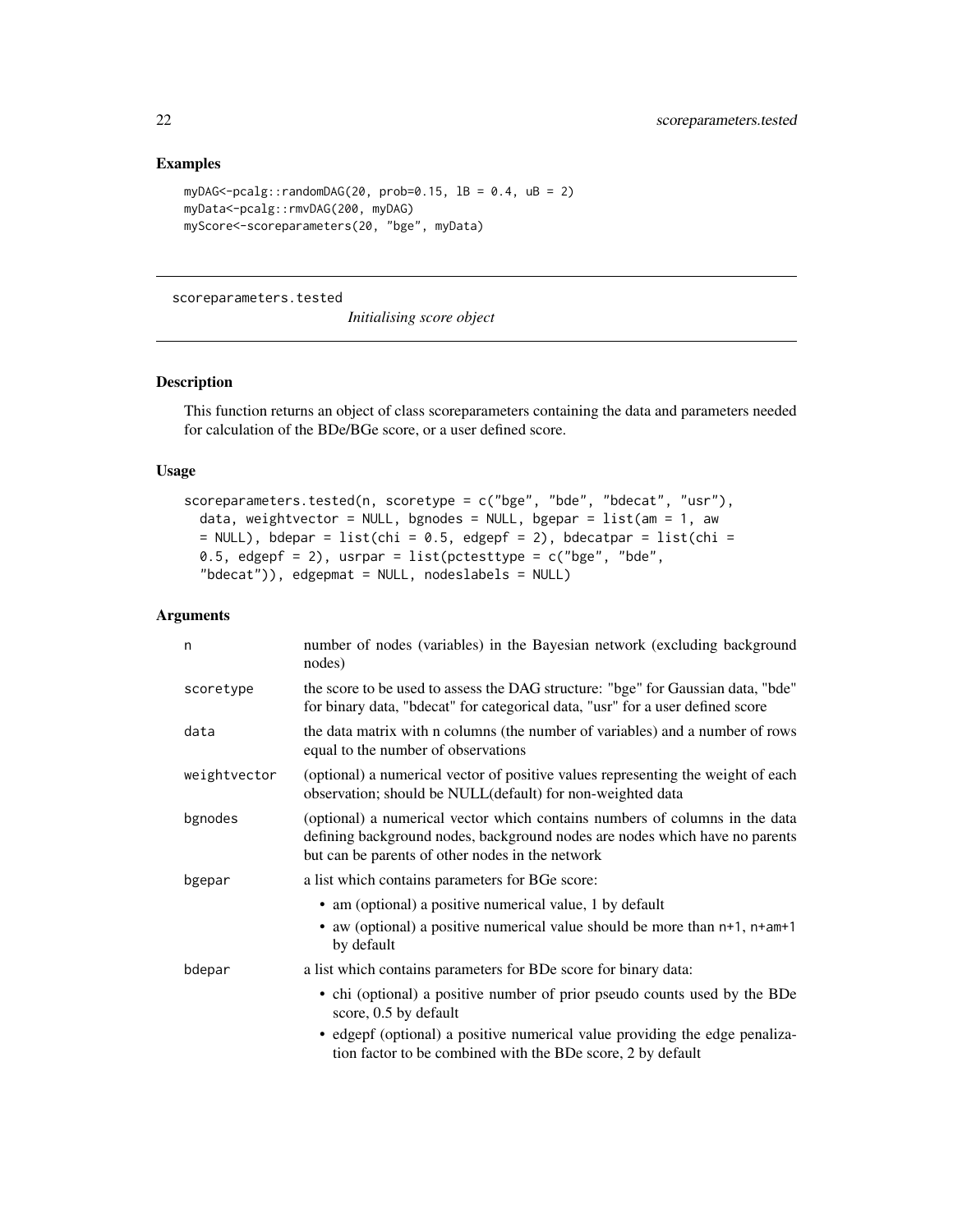## Examples

```
myDAG<-pcalg::randomDAG(20, prob=0.15, lB = 0.4, uB = 2)
myData<-pcalg::rmvDAG(200, myDAG)
myScore<-scoreparameters(20, "bge", myData)
```

---

# scoreparameters.tested &nbsp;&nbsp;&nbsp; *Initialising score object*

---

## Description

This function returns an object of class scoreparameters containing the data and parameters needed for calculation of the BDe/BGe score, or a user defined score.

## Usage

```
scoreparameters.tested(n, scoretype = c("bge", "bde", "bdecat", "usr"),
  data, weightvector = NULL, bgnodes = NULL, bgepar = list(am = 1, aw
  = NULL), bdepar = list(chi = 0.5, edgepf = 2), bdecatpar = list(chi =
  0.5, edgepf = 2), usrpar = list(pctesttype = c("bge", "bde",
  "bdecat")), edgepmat = NULL, nodeslabels = NULL)
```

## Arguments

| | |
|---|---|
| n | number of nodes (variables) in the Bayesian network (excluding background nodes) |
| scoretype | the score to be used to assess the DAG structure: "bge" for Gaussian data, "bde" for binary data, "bdecat" for categorical data, "usr" for a user defined score |
| data | the data matrix with n columns (the number of variables) and a number of rows equal to the number of observations |
| weightvector | (optional) a numerical vector of positive values representing the weight of each observation; should be NULL(default) for non-weighted data |
| bgnodes | (optional) a numerical vector which contains numbers of columns in the data defining background nodes, background nodes are nodes which have no parents but can be parents of other nodes in the network |
| bgepar | a list which contains parameters for BGe score:<br>• am (optional) a positive numerical value, 1 by default<br>• aw (optional) a positive numerical value should be more than `n+1`, `n+am+1` by default |
| bdepar | a list which contains parameters for BDe score for binary data:<br>• chi (optional) a positive number of prior pseudo counts used by the BDe score, 0.5 by default<br>• edgepf (optional) a positive numerical value providing the edge penalization factor to be combined with the BDe score, 2 by default |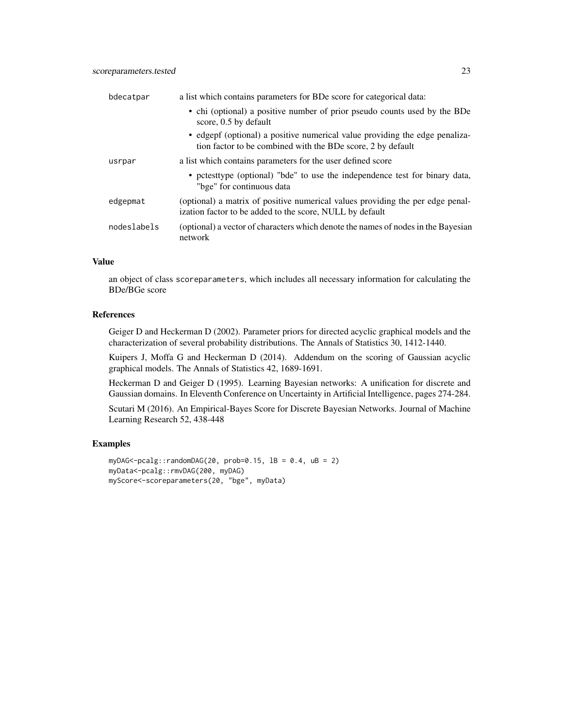| | |
|---|---|
| `bdecatpar` | a list which contains parameters for BDe score for categorical data:<br>• chi (optional) a positive number of prior pseudo counts used by the BDe score, 0.5 by default<br>• edgepf (optional) a positive numerical value providing the edge penalization factor to be combined with the BDe score, 2 by default |
| `usrpar` | a list which contains parameters for the user defined score<br>• pctesttype (optional) "bde" to use the independence test for binary data, "bge" for continuous data |
| `edgepmat` | (optional) a matrix of positive numerical values providing the per edge penalization factor to be added to the score, NULL by default |
| `nodeslabels` | (optional) a vector of characters which denote the names of nodes in the Bayesian network |

### Value

an object of class `scoreparameters`, which includes all necessary information for calculating the BDe/BGe score

### References

Geiger D and Heckerman D (2002). Parameter priors for directed acyclic graphical models and the characterization of several probability distributions. The Annals of Statistics 30, 1412-1440.

Kuipers J, Moffa G and Heckerman D (2014). Addendum on the scoring of Gaussian acyclic graphical models. The Annals of Statistics 42, 1689-1691.

Heckerman D and Geiger D (1995). Learning Bayesian networks: A unification for discrete and Gaussian domains. In Eleventh Conference on Uncertainty in Artificial Intelligence, pages 274-284.

Scutari M (2016). An Empirical-Bayes Score for Discrete Bayesian Networks. Journal of Machine Learning Research 52, 438-448

### Examples

```
myDAG<-pcalg::randomDAG(20, prob=0.15, lB = 0.4, uB = 2)
myData<-pcalg::rmvDAG(200, myDAG)
myScore<-scoreparameters(20, "bge", myData)
```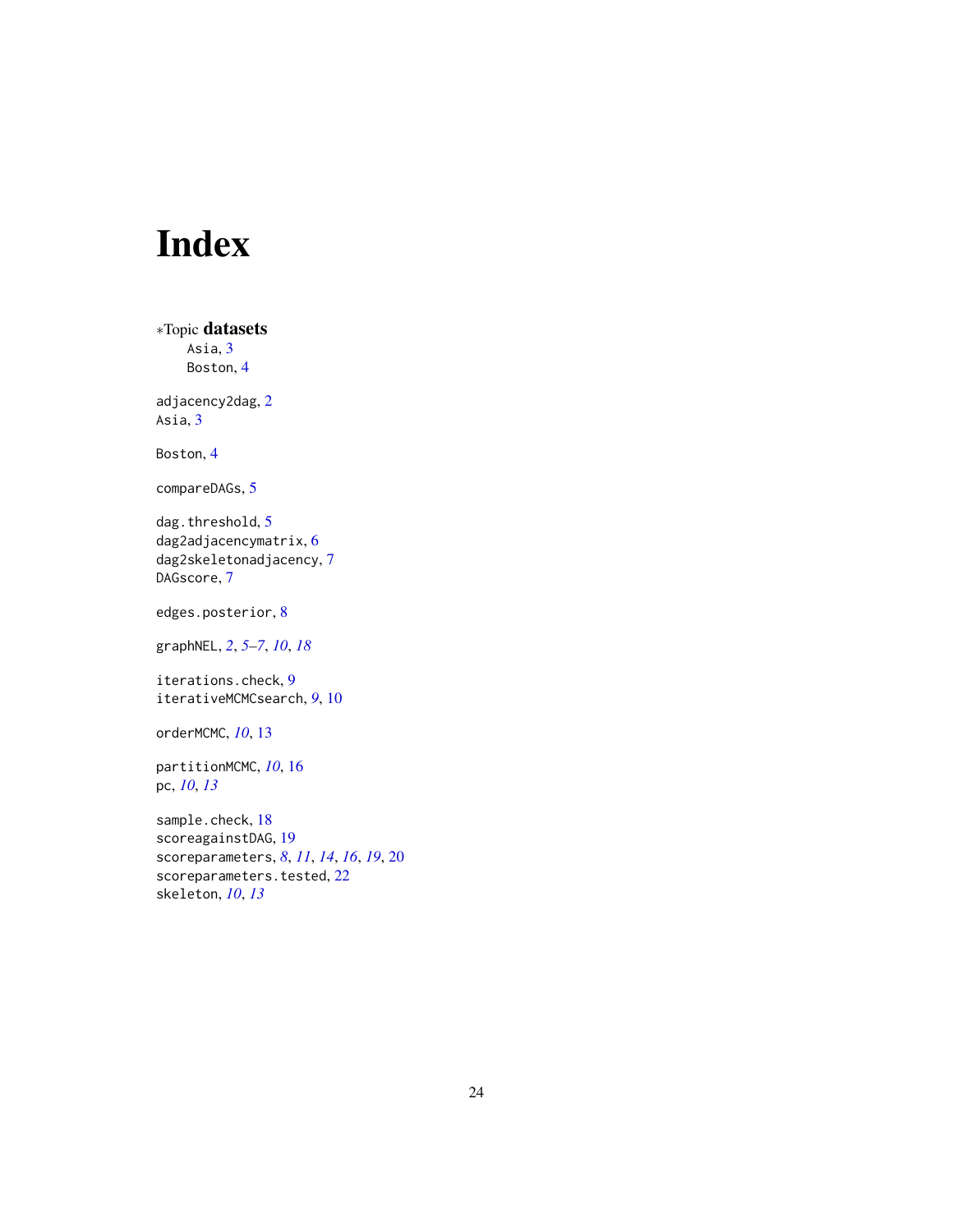# Index

∗Topic **datasets**

Asia, 3
Boston, 4

adjacency2dag, 2
Asia, 3

Boston, 4

compareDAGs, 5

dag.threshold, 5
dag2adjacencymatrix, 6
dag2skeletonadjacency, 7
DAGscore, 7

edges.posterior, 8

graphNEL, *2*, *5–7*, *10*, *18*

iterations.check, 9
iterativeMCMCsearch, *9*, 10

orderMCMC, *10*, 13

partitionMCMC, *10*, 16
pc, *10*, *13*

sample.check, 18
scoreagainstDAG, 19
scoreparameters, *8*, *11*, *14*, *16*, *19*, 20
scoreparameters.tested, 22
skeleton, *10*, *13*